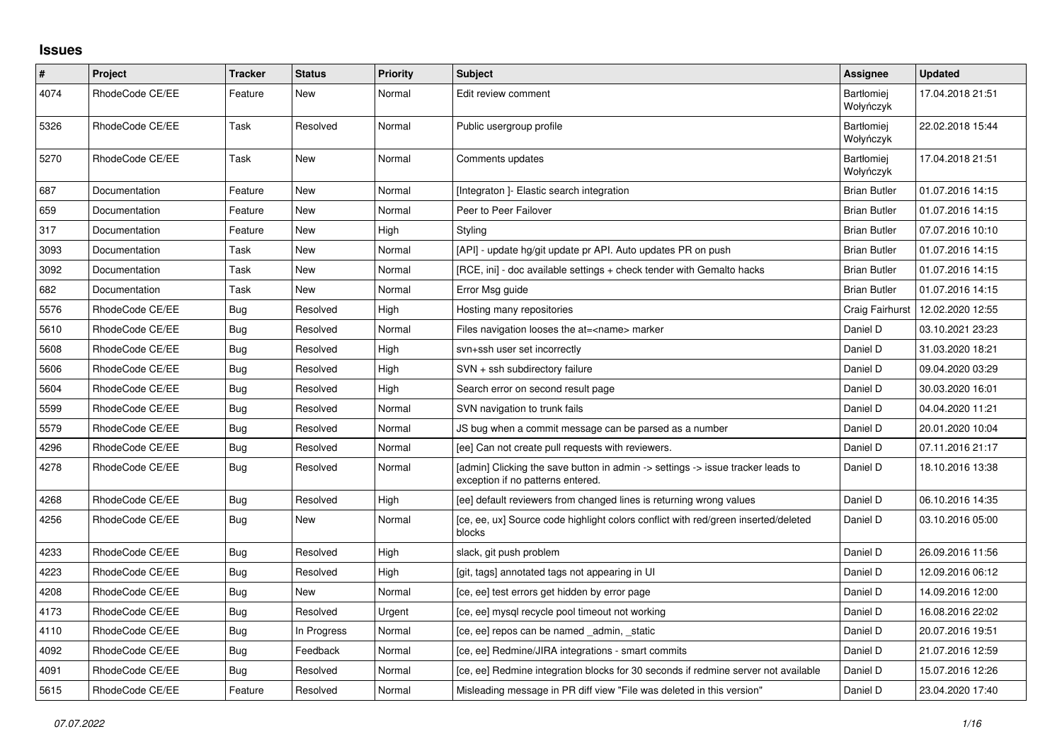# Issues

| # | Project | Tracker | Status | Priority | Subject | Assignee | Updated |
|---|---|---|---|---|---|---|---|
| 4074 | RhodeCode CE/EE | Feature | New | Normal | Edit review comment | Bartłomiej Wołyńczyk | 17.04.2018 21:51 |
| 5326 | RhodeCode CE/EE | Task | Resolved | Normal | Public usergroup profile | Bartłomiej Wołyńczyk | 22.02.2018 15:44 |
| 5270 | RhodeCode CE/EE | Task | New | Normal | Comments updates | Bartłomiej Wołyńczyk | 17.04.2018 21:51 |
| 687 | Documentation | Feature | New | Normal | [Integraton ]- Elastic search integration | Brian Butler | 01.07.2016 14:15 |
| 659 | Documentation | Feature | New | Normal | Peer to Peer Failover | Brian Butler | 01.07.2016 14:15 |
| 317 | Documentation | Feature | New | High | Styling | Brian Butler | 07.07.2016 10:10 |
| 3093 | Documentation | Task | New | Normal | [API] - update hg/git update pr API. Auto updates PR on push | Brian Butler | 01.07.2016 14:15 |
| 3092 | Documentation | Task | New | Normal | [RCE, ini] - doc available settings + check tender with Gemalto hacks | Brian Butler | 01.07.2016 14:15 |
| 682 | Documentation | Task | New | Normal | Error Msg guide | Brian Butler | 01.07.2016 14:15 |
| 5576 | RhodeCode CE/EE | Bug | Resolved | High | Hosting many repositories | Craig Fairhurst | 12.02.2020 12:55 |
| 5610 | RhodeCode CE/EE | Bug | Resolved | Normal | Files navigation looses the at=<name> marker | Daniel D | 03.10.2021 23:23 |
| 5608 | RhodeCode CE/EE | Bug | Resolved | High | svn+ssh user set incorrectly | Daniel D | 31.03.2020 18:21 |
| 5606 | RhodeCode CE/EE | Bug | Resolved | High | SVN + ssh subdirectory failure | Daniel D | 09.04.2020 03:29 |
| 5604 | RhodeCode CE/EE | Bug | Resolved | High | Search error on second result page | Daniel D | 30.03.2020 16:01 |
| 5599 | RhodeCode CE/EE | Bug | Resolved | Normal | SVN navigation to trunk fails | Daniel D | 04.04.2020 11:21 |
| 5579 | RhodeCode CE/EE | Bug | Resolved | Normal | JS bug when a commit message can be parsed as a number | Daniel D | 20.01.2020 10:04 |
| 4296 | RhodeCode CE/EE | Bug | Resolved | Normal | [ee] Can not create pull requests with reviewers. | Daniel D | 07.11.2016 21:17 |
| 4278 | RhodeCode CE/EE | Bug | Resolved | Normal | [admin] Clicking the save button in admin -> settings -> issue tracker leads to exception if no patterns entered. | Daniel D | 18.10.2016 13:38 |
| 4268 | RhodeCode CE/EE | Bug | Resolved | High | [ee] default reviewers from changed lines is returning wrong values | Daniel D | 06.10.2016 14:35 |
| 4256 | RhodeCode CE/EE | Bug | New | Normal | [ce, ee, ux] Source code highlight colors conflict with red/green inserted/deleted blocks | Daniel D | 03.10.2016 05:00 |
| 4233 | RhodeCode CE/EE | Bug | Resolved | High | slack, git push problem | Daniel D | 26.09.2016 11:56 |
| 4223 | RhodeCode CE/EE | Bug | Resolved | High | [git, tags] annotated tags not appearing in UI | Daniel D | 12.09.2016 06:12 |
| 4208 | RhodeCode CE/EE | Bug | New | Normal | [ce, ee] test errors get hidden by error page | Daniel D | 14.09.2016 12:00 |
| 4173 | RhodeCode CE/EE | Bug | Resolved | Urgent | [ce, ee] mysql recycle pool timeout not working | Daniel D | 16.08.2016 22:02 |
| 4110 | RhodeCode CE/EE | Bug | In Progress | Normal | [ce, ee] repos can be named _admin, _static | Daniel D | 20.07.2016 19:51 |
| 4092 | RhodeCode CE/EE | Bug | Feedback | Normal | [ce, ee] Redmine/JIRA integrations - smart commits | Daniel D | 21.07.2016 12:59 |
| 4091 | RhodeCode CE/EE | Bug | Resolved | Normal | [ce, ee] Redmine integration blocks for 30 seconds if redmine server not available | Daniel D | 15.07.2016 12:26 |
| 5615 | RhodeCode CE/EE | Feature | Resolved | Normal | Misleading message in PR diff view "File was deleted in this version" | Daniel D | 23.04.2020 17:40 |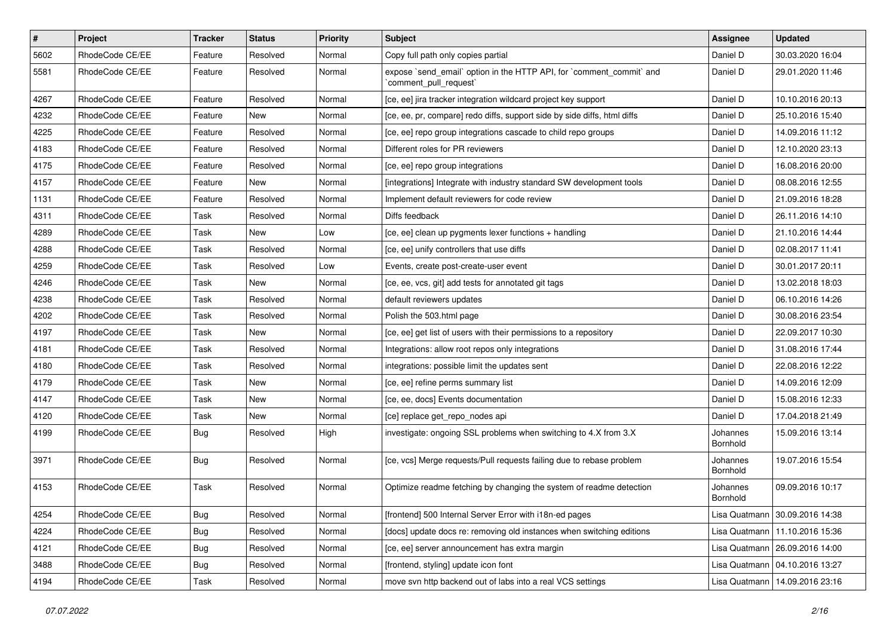| # | Project | Tracker | Status | Priority | Subject | Assignee | Updated |
|---|---|---|---|---|---|---|---|
| 5602 | RhodeCode CE/EE | Feature | Resolved | Normal | Copy full path only copies partial | Daniel D | 30.03.2020 16:04 |
| 5581 | RhodeCode CE/EE | Feature | Resolved | Normal | expose `send_email` option in the HTTP API, for `comment_commit` and `comment_pull_request` | Daniel D | 29.01.2020 11:46 |
| 4267 | RhodeCode CE/EE | Feature | Resolved | Normal | [ce, ee] jira tracker integration wildcard project key support | Daniel D | 10.10.2016 20:13 |
| 4232 | RhodeCode CE/EE | Feature | New | Normal | [ce, ee, pr, compare] redo diffs, support side by side diffs, html diffs | Daniel D | 25.10.2016 15:40 |
| 4225 | RhodeCode CE/EE | Feature | Resolved | Normal | [ce, ee] repo group integrations cascade to child repo groups | Daniel D | 14.09.2016 11:12 |
| 4183 | RhodeCode CE/EE | Feature | Resolved | Normal | Different roles for PR reviewers | Daniel D | 12.10.2020 23:13 |
| 4175 | RhodeCode CE/EE | Feature | Resolved | Normal | [ce, ee] repo group integrations | Daniel D | 16.08.2016 20:00 |
| 4157 | RhodeCode CE/EE | Feature | New | Normal | [integrations] Integrate with industry standard SW development tools | Daniel D | 08.08.2016 12:55 |
| 1131 | RhodeCode CE/EE | Feature | Resolved | Normal | Implement default reviewers for code review | Daniel D | 21.09.2016 18:28 |
| 4311 | RhodeCode CE/EE | Task | Resolved | Normal | Diffs feedback | Daniel D | 26.11.2016 14:10 |
| 4289 | RhodeCode CE/EE | Task | New | Low | [ce, ee] clean up pygments lexer functions + handling | Daniel D | 21.10.2016 14:44 |
| 4288 | RhodeCode CE/EE | Task | Resolved | Normal | [ce, ee] unify controllers that use diffs | Daniel D | 02.08.2017 11:41 |
| 4259 | RhodeCode CE/EE | Task | Resolved | Low | Events, create post-create-user event | Daniel D | 30.01.2017 20:11 |
| 4246 | RhodeCode CE/EE | Task | New | Normal | [ce, ee, vcs, git] add tests for annotated git tags | Daniel D | 13.02.2018 18:03 |
| 4238 | RhodeCode CE/EE | Task | Resolved | Normal | default reviewers updates | Daniel D | 06.10.2016 14:26 |
| 4202 | RhodeCode CE/EE | Task | Resolved | Normal | Polish the 503.html page | Daniel D | 30.08.2016 23:54 |
| 4197 | RhodeCode CE/EE | Task | New | Normal | [ce, ee] get list of users with their permissions to a repository | Daniel D | 22.09.2017 10:30 |
| 4181 | RhodeCode CE/EE | Task | Resolved | Normal | Integrations: allow root repos only integrations | Daniel D | 31.08.2016 17:44 |
| 4180 | RhodeCode CE/EE | Task | Resolved | Normal | integrations: possible limit the updates sent | Daniel D | 22.08.2016 12:22 |
| 4179 | RhodeCode CE/EE | Task | New | Normal | [ce, ee] refine perms summary list | Daniel D | 14.09.2016 12:09 |
| 4147 | RhodeCode CE/EE | Task | New | Normal | [ce, ee, docs] Events documentation | Daniel D | 15.08.2016 12:33 |
| 4120 | RhodeCode CE/EE | Task | New | Normal | [ce] replace get_repo_nodes api | Daniel D | 17.04.2018 21:49 |
| 4199 | RhodeCode CE/EE | Bug | Resolved | High | investigate: ongoing SSL problems when switching to 4.X from 3.X | Johannes Bornhold | 15.09.2016 13:14 |
| 3971 | RhodeCode CE/EE | Bug | Resolved | Normal | [ce, vcs] Merge requests/Pull requests failing due to rebase problem | Johannes Bornhold | 19.07.2016 15:54 |
| 4153 | RhodeCode CE/EE | Task | Resolved | Normal | Optimize readme fetching by changing the system of readme detection | Johannes Bornhold | 09.09.2016 10:17 |
| 4254 | RhodeCode CE/EE | Bug | Resolved | Normal | [frontend] 500 Internal Server Error with i18n-ed pages | Lisa Quatmann | 30.09.2016 14:38 |
| 4224 | RhodeCode CE/EE | Bug | Resolved | Normal | [docs] update docs re: removing old instances when switching editions | Lisa Quatmann | 11.10.2016 15:36 |
| 4121 | RhodeCode CE/EE | Bug | Resolved | Normal | [ce, ee] server announcement has extra margin | Lisa Quatmann | 26.09.2016 14:00 |
| 3488 | RhodeCode CE/EE | Bug | Resolved | Normal | [frontend, styling] update icon font | Lisa Quatmann | 04.10.2016 13:27 |
| 4194 | RhodeCode CE/EE | Task | Resolved | Normal | move svn http backend out of labs into a real VCS settings | Lisa Quatmann | 14.09.2016 23:16 |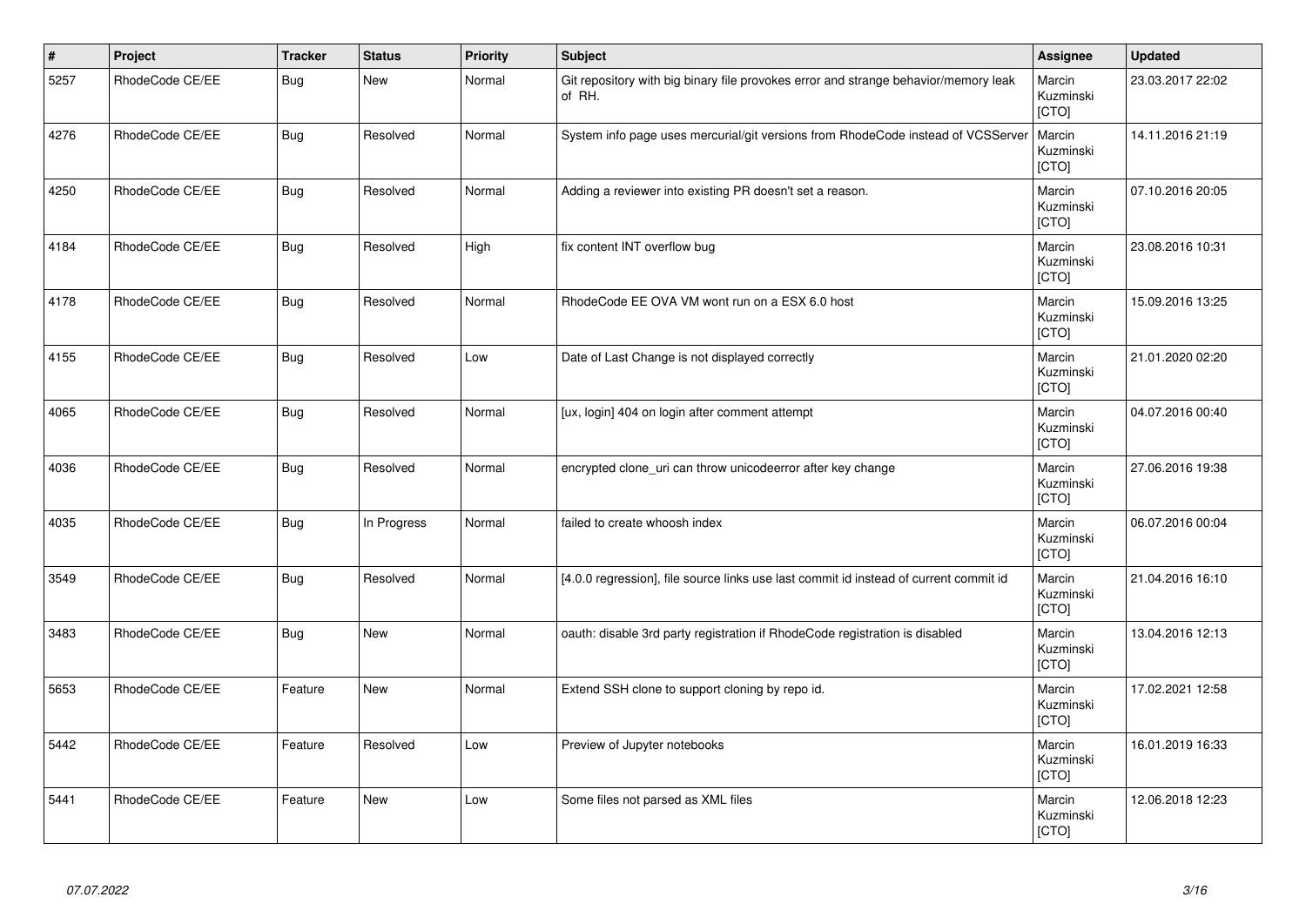| # | Project | Tracker | Status | Priority | Subject | Assignee | Updated |
|---|---|---|---|---|---|---|---|
| 5257 | RhodeCode CE/EE | Bug | New | Normal | Git repository with big binary file provokes error and strange behavior/memory leak of RH. | Marcin Kuzminski [CTO] | 23.03.2017 22:02 |
| 4276 | RhodeCode CE/EE | Bug | Resolved | Normal | System info page uses mercurial/git versions from RhodeCode instead of VCSServer | Marcin Kuzminski [CTO] | 14.11.2016 21:19 |
| 4250 | RhodeCode CE/EE | Bug | Resolved | Normal | Adding a reviewer into existing PR doesn't set a reason. | Marcin Kuzminski [CTO] | 07.10.2016 20:05 |
| 4184 | RhodeCode CE/EE | Bug | Resolved | High | fix content INT overflow bug | Marcin Kuzminski [CTO] | 23.08.2016 10:31 |
| 4178 | RhodeCode CE/EE | Bug | Resolved | Normal | RhodeCode EE OVA VM wont run on a ESX 6.0 host | Marcin Kuzminski [CTO] | 15.09.2016 13:25 |
| 4155 | RhodeCode CE/EE | Bug | Resolved | Low | Date of Last Change is not displayed correctly | Marcin Kuzminski [CTO] | 21.01.2020 02:20 |
| 4065 | RhodeCode CE/EE | Bug | Resolved | Normal | [ux, login] 404 on login after comment attempt | Marcin Kuzminski [CTO] | 04.07.2016 00:40 |
| 4036 | RhodeCode CE/EE | Bug | Resolved | Normal | encrypted clone_uri can throw unicodeerror after key change | Marcin Kuzminski [CTO] | 27.06.2016 19:38 |
| 4035 | RhodeCode CE/EE | Bug | In Progress | Normal | failed to create whoosh index | Marcin Kuzminski [CTO] | 06.07.2016 00:04 |
| 3549 | RhodeCode CE/EE | Bug | Resolved | Normal | [4.0.0 regression], file source links use last commit id instead of current commit id | Marcin Kuzminski [CTO] | 21.04.2016 16:10 |
| 3483 | RhodeCode CE/EE | Bug | New | Normal | oauth: disable 3rd party registration if RhodeCode registration is disabled | Marcin Kuzminski [CTO] | 13.04.2016 12:13 |
| 5653 | RhodeCode CE/EE | Feature | New | Normal | Extend SSH clone to support cloning by repo id. | Marcin Kuzminski [CTO] | 17.02.2021 12:58 |
| 5442 | RhodeCode CE/EE | Feature | Resolved | Low | Preview of Jupyter notebooks | Marcin Kuzminski [CTO] | 16.01.2019 16:33 |
| 5441 | RhodeCode CE/EE | Feature | New | Low | Some files not parsed as XML files | Marcin Kuzminski [CTO] | 12.06.2018 12:23 |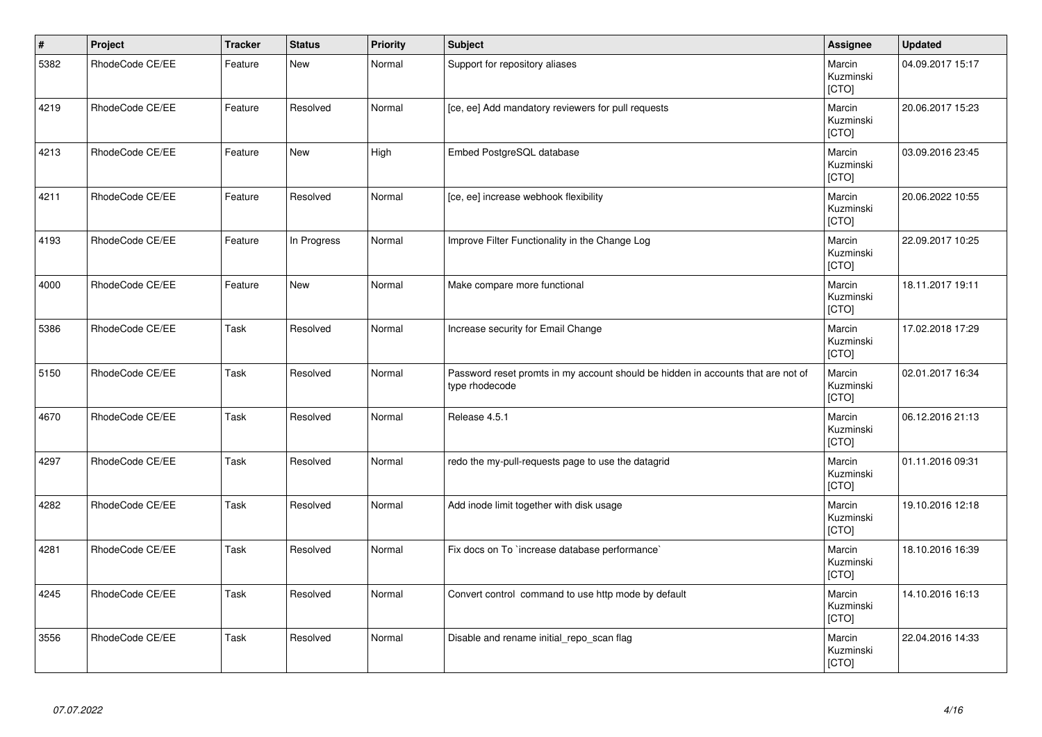| # | Project | Tracker | Status | Priority | Subject | Assignee | Updated |
|---|---|---|---|---|---|---|---|
| 5382 | RhodeCode CE/EE | Feature | New | Normal | Support for repository aliases | Marcin Kuzminski [CTO] | 04.09.2017 15:17 |
| 4219 | RhodeCode CE/EE | Feature | Resolved | Normal | [ce, ee] Add mandatory reviewers for pull requests | Marcin Kuzminski [CTO] | 20.06.2017 15:23 |
| 4213 | RhodeCode CE/EE | Feature | New | High | Embed PostgreSQL database | Marcin Kuzminski [CTO] | 03.09.2016 23:45 |
| 4211 | RhodeCode CE/EE | Feature | Resolved | Normal | [ce, ee] increase webhook flexibility | Marcin Kuzminski [CTO] | 20.06.2022 10:55 |
| 4193 | RhodeCode CE/EE | Feature | In Progress | Normal | Improve Filter Functionality in the Change Log | Marcin Kuzminski [CTO] | 22.09.2017 10:25 |
| 4000 | RhodeCode CE/EE | Feature | New | Normal | Make compare more functional | Marcin Kuzminski [CTO] | 18.11.2017 19:11 |
| 5386 | RhodeCode CE/EE | Task | Resolved | Normal | Increase security for Email Change | Marcin Kuzminski [CTO] | 17.02.2018 17:29 |
| 5150 | RhodeCode CE/EE | Task | Resolved | Normal | Password reset promts in my account should be hidden in accounts that are not of type rhodecode | Marcin Kuzminski [CTO] | 02.01.2017 16:34 |
| 4670 | RhodeCode CE/EE | Task | Resolved | Normal | Release 4.5.1 | Marcin Kuzminski [CTO] | 06.12.2016 21:13 |
| 4297 | RhodeCode CE/EE | Task | Resolved | Normal | redo the my-pull-requests page to use the datagrid | Marcin Kuzminski [CTO] | 01.11.2016 09:31 |
| 4282 | RhodeCode CE/EE | Task | Resolved | Normal | Add inode limit together with disk usage | Marcin Kuzminski [CTO] | 19.10.2016 12:18 |
| 4281 | RhodeCode CE/EE | Task | Resolved | Normal | Fix docs on To `increase database performance` | Marcin Kuzminski [CTO] | 18.10.2016 16:39 |
| 4245 | RhodeCode CE/EE | Task | Resolved | Normal | Convert control command to use http mode by default | Marcin Kuzminski [CTO] | 14.10.2016 16:13 |
| 3556 | RhodeCode CE/EE | Task | Resolved | Normal | Disable and rename initial_repo_scan flag | Marcin Kuzminski [CTO] | 22.04.2016 14:33 |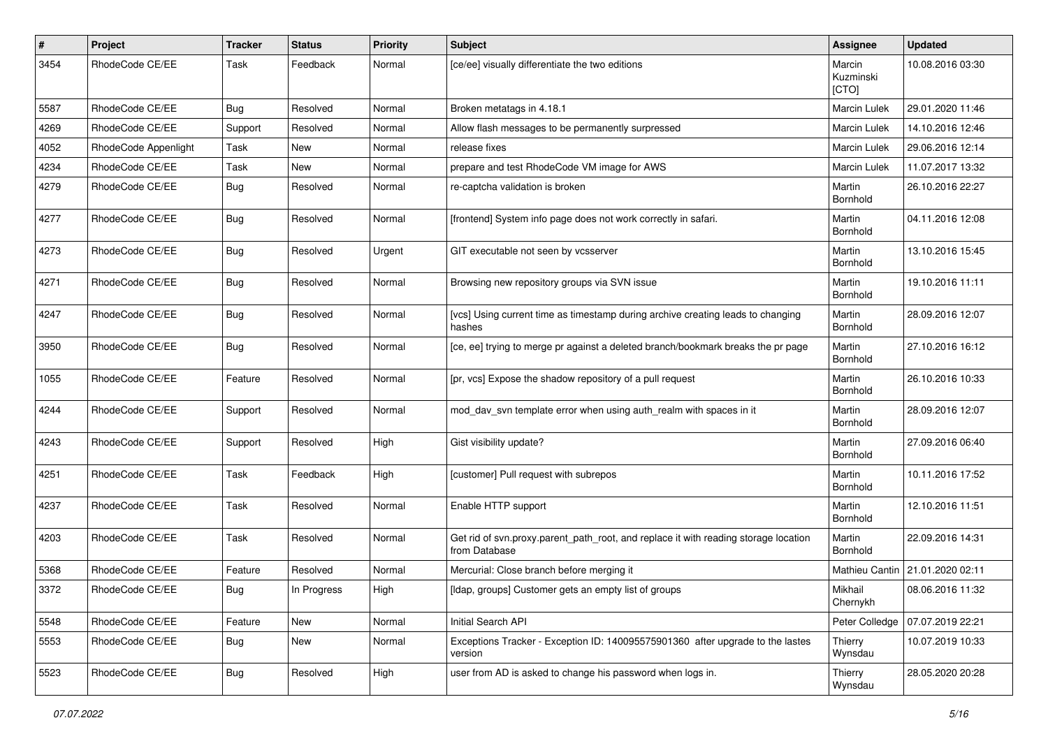| # | Project | Tracker | Status | Priority | Subject | Assignee | Updated |
|---|---|---|---|---|---|---|---|
| 3454 | RhodeCode CE/EE | Task | Feedback | Normal | [ce/ee] visually differentiate the two editions | Marcin Kuzminski [CTO] | 10.08.2016 03:30 |
| 5587 | RhodeCode CE/EE | Bug | Resolved | Normal | Broken metatags in 4.18.1 | Marcin Lulek | 29.01.2020 11:46 |
| 4269 | RhodeCode CE/EE | Support | Resolved | Normal | Allow flash messages to be permanently surpressed | Marcin Lulek | 14.10.2016 12:46 |
| 4052 | RhodeCode Appenlight | Task | New | Normal | release fixes | Marcin Lulek | 29.06.2016 12:14 |
| 4234 | RhodeCode CE/EE | Task | New | Normal | prepare and test RhodeCode VM image for AWS | Marcin Lulek | 11.07.2017 13:32 |
| 4279 | RhodeCode CE/EE | Bug | Resolved | Normal | re-captcha validation is broken | Martin Bornhold | 26.10.2016 22:27 |
| 4277 | RhodeCode CE/EE | Bug | Resolved | Normal | [frontend] System info page does not work correctly in safari. | Martin Bornhold | 04.11.2016 12:08 |
| 4273 | RhodeCode CE/EE | Bug | Resolved | Urgent | GIT executable not seen by vcsserver | Martin Bornhold | 13.10.2016 15:45 |
| 4271 | RhodeCode CE/EE | Bug | Resolved | Normal | Browsing new repository groups via SVN issue | Martin Bornhold | 19.10.2016 11:11 |
| 4247 | RhodeCode CE/EE | Bug | Resolved | Normal | [vcs] Using current time as timestamp during archive creating leads to changing hashes | Martin Bornhold | 28.09.2016 12:07 |
| 3950 | RhodeCode CE/EE | Bug | Resolved | Normal | [ce, ee] trying to merge pr against a deleted branch/bookmark breaks the pr page | Martin Bornhold | 27.10.2016 16:12 |
| 1055 | RhodeCode CE/EE | Feature | Resolved | Normal | [pr, vcs] Expose the shadow repository of a pull request | Martin Bornhold | 26.10.2016 10:33 |
| 4244 | RhodeCode CE/EE | Support | Resolved | Normal | mod_dav_svn template error when using auth_realm with spaces in it | Martin Bornhold | 28.09.2016 12:07 |
| 4243 | RhodeCode CE/EE | Support | Resolved | High | Gist visibility update? | Martin Bornhold | 27.09.2016 06:40 |
| 4251 | RhodeCode CE/EE | Task | Feedback | High | [customer] Pull request with subrepos | Martin Bornhold | 10.11.2016 17:52 |
| 4237 | RhodeCode CE/EE | Task | Resolved | Normal | Enable HTTP support | Martin Bornhold | 12.10.2016 11:51 |
| 4203 | RhodeCode CE/EE | Task | Resolved | Normal | Get rid of svn.proxy.parent_path_root, and replace it with reading storage location from Database | Martin Bornhold | 22.09.2016 14:31 |
| 5368 | RhodeCode CE/EE | Feature | Resolved | Normal | Mercurial: Close branch before merging it | Mathieu Cantin | 21.01.2020 02:11 |
| 3372 | RhodeCode CE/EE | Bug | In Progress | High | [ldap, groups] Customer gets an empty list of groups | Mikhail Chernykh | 08.06.2016 11:32 |
| 5548 | RhodeCode CE/EE | Feature | New | Normal | Initial Search API | Peter Colledge | 07.07.2019 22:21 |
| 5553 | RhodeCode CE/EE | Bug | New | Normal | Exceptions Tracker - Exception ID: 140095575901360 after upgrade to the lastes version | Thierry Wynsdau | 10.07.2019 10:33 |
| 5523 | RhodeCode CE/EE | Bug | Resolved | High | user from AD is asked to change his password when logs in. | Thierry Wynsdau | 28.05.2020 20:28 |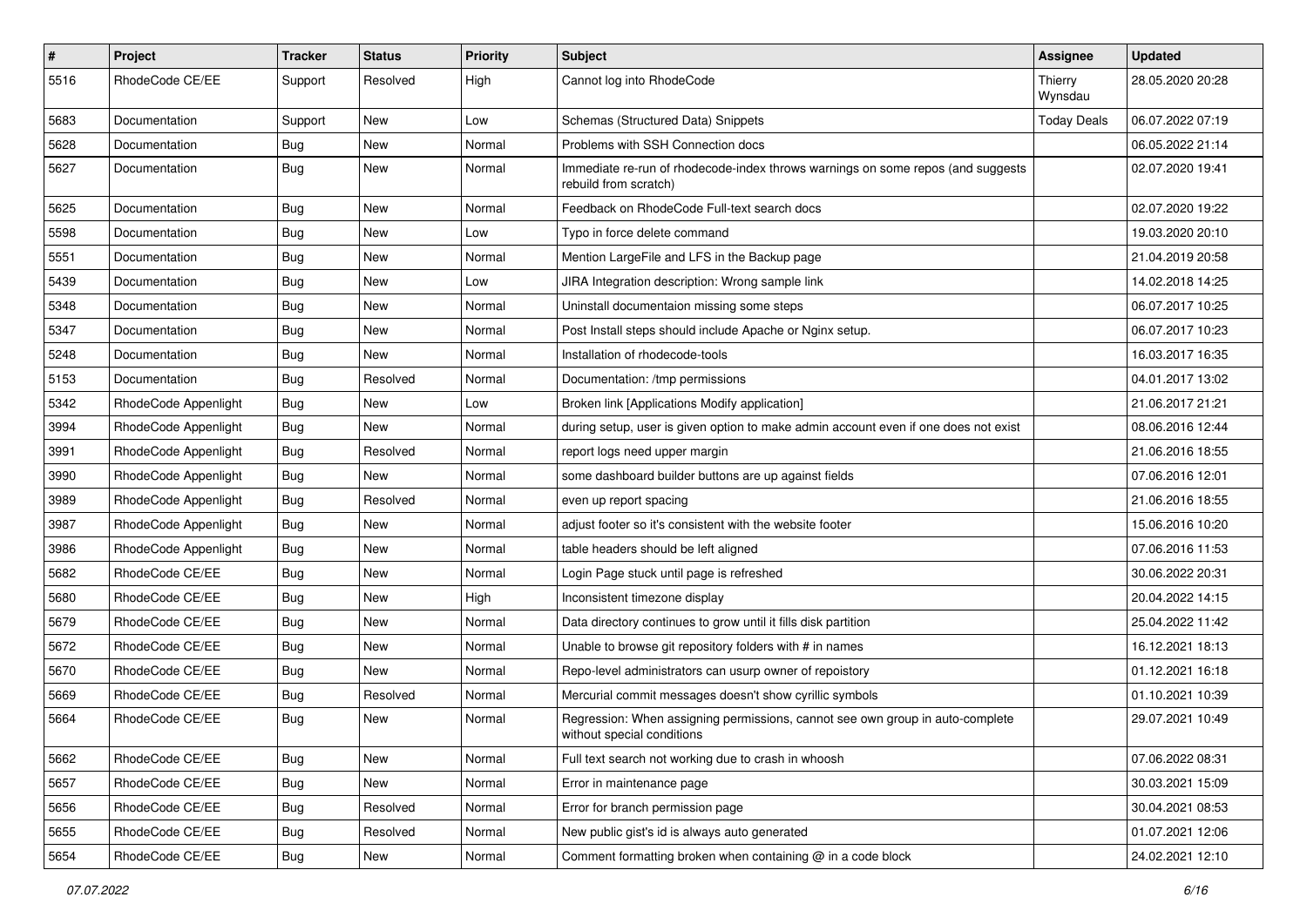| # | Project | Tracker | Status | Priority | Subject | Assignee | Updated |
|---|---|---|---|---|---|---|---|
| 5516 | RhodeCode CE/EE | Support | Resolved | High | Cannot log into RhodeCode | Thierry Wynsdau | 28.05.2020 20:28 |
| 5683 | Documentation | Support | New | Low | Schemas (Structured Data) Snippets | Today Deals | 06.07.2022 07:19 |
| 5628 | Documentation | Bug | New | Normal | Problems with SSH Connection docs | | 06.05.2022 21:14 |
| 5627 | Documentation | Bug | New | Normal | Immediate re-run of rhodecode-index throws warnings on some repos (and suggests rebuild from scratch) | | 02.07.2020 19:41 |
| 5625 | Documentation | Bug | New | Normal | Feedback on RhodeCode Full-text search docs | | 02.07.2020 19:22 |
| 5598 | Documentation | Bug | New | Low | Typo in force delete command | | 19.03.2020 20:10 |
| 5551 | Documentation | Bug | New | Normal | Mention LargeFile and LFS in the Backup page | | 21.04.2019 20:58 |
| 5439 | Documentation | Bug | New | Low | JIRA Integration description: Wrong sample link | | 14.02.2018 14:25 |
| 5348 | Documentation | Bug | New | Normal | Uninstall documentaion missing some steps | | 06.07.2017 10:25 |
| 5347 | Documentation | Bug | New | Normal | Post Install steps should include Apache or Nginx setup. | | 06.07.2017 10:23 |
| 5248 | Documentation | Bug | New | Normal | Installation of rhodecode-tools | | 16.03.2017 16:35 |
| 5153 | Documentation | Bug | Resolved | Normal | Documentation: /tmp permissions | | 04.01.2017 13:02 |
| 5342 | RhodeCode Appenlight | Bug | New | Low | Broken link [Applications Modify application] | | 21.06.2017 21:21 |
| 3994 | RhodeCode Appenlight | Bug | New | Normal | during setup, user is given option to make admin account even if one does not exist | | 08.06.2016 12:44 |
| 3991 | RhodeCode Appenlight | Bug | Resolved | Normal | report logs need upper margin | | 21.06.2016 18:55 |
| 3990 | RhodeCode Appenlight | Bug | New | Normal | some dashboard builder buttons are up against fields | | 07.06.2016 12:01 |
| 3989 | RhodeCode Appenlight | Bug | Resolved | Normal | even up report spacing | | 21.06.2016 18:55 |
| 3987 | RhodeCode Appenlight | Bug | New | Normal | adjust footer so it's consistent with the website footer | | 15.06.2016 10:20 |
| 3986 | RhodeCode Appenlight | Bug | New | Normal | table headers should be left aligned | | 07.06.2016 11:53 |
| 5682 | RhodeCode CE/EE | Bug | New | Normal | Login Page stuck until page is refreshed | | 30.06.2022 20:31 |
| 5680 | RhodeCode CE/EE | Bug | New | High | Inconsistent timezone display | | 20.04.2022 14:15 |
| 5679 | RhodeCode CE/EE | Bug | New | Normal | Data directory continues to grow until it fills disk partition | | 25.04.2022 11:42 |
| 5672 | RhodeCode CE/EE | Bug | New | Normal | Unable to browse git repository folders with # in names | | 16.12.2021 18:13 |
| 5670 | RhodeCode CE/EE | Bug | New | Normal | Repo-level administrators can usurp owner of repoistory | | 01.12.2021 16:18 |
| 5669 | RhodeCode CE/EE | Bug | Resolved | Normal | Mercurial commit messages doesn't show cyrillic symbols | | 01.10.2021 10:39 |
| 5664 | RhodeCode CE/EE | Bug | New | Normal | Regression: When assigning permissions, cannot see own group in auto-complete without special conditions | | 29.07.2021 10:49 |
| 5662 | RhodeCode CE/EE | Bug | New | Normal | Full text search not working due to crash in whoosh | | 07.06.2022 08:31 |
| 5657 | RhodeCode CE/EE | Bug | New | Normal | Error in maintenance page | | 30.03.2021 15:09 |
| 5656 | RhodeCode CE/EE | Bug | Resolved | Normal | Error for branch permission page | | 30.04.2021 08:53 |
| 5655 | RhodeCode CE/EE | Bug | Resolved | Normal | New public gist's id is always auto generated | | 01.07.2021 12:06 |
| 5654 | RhodeCode CE/EE | Bug | New | Normal | Comment formatting broken when containing @ in a code block | | 24.02.2021 12:10 |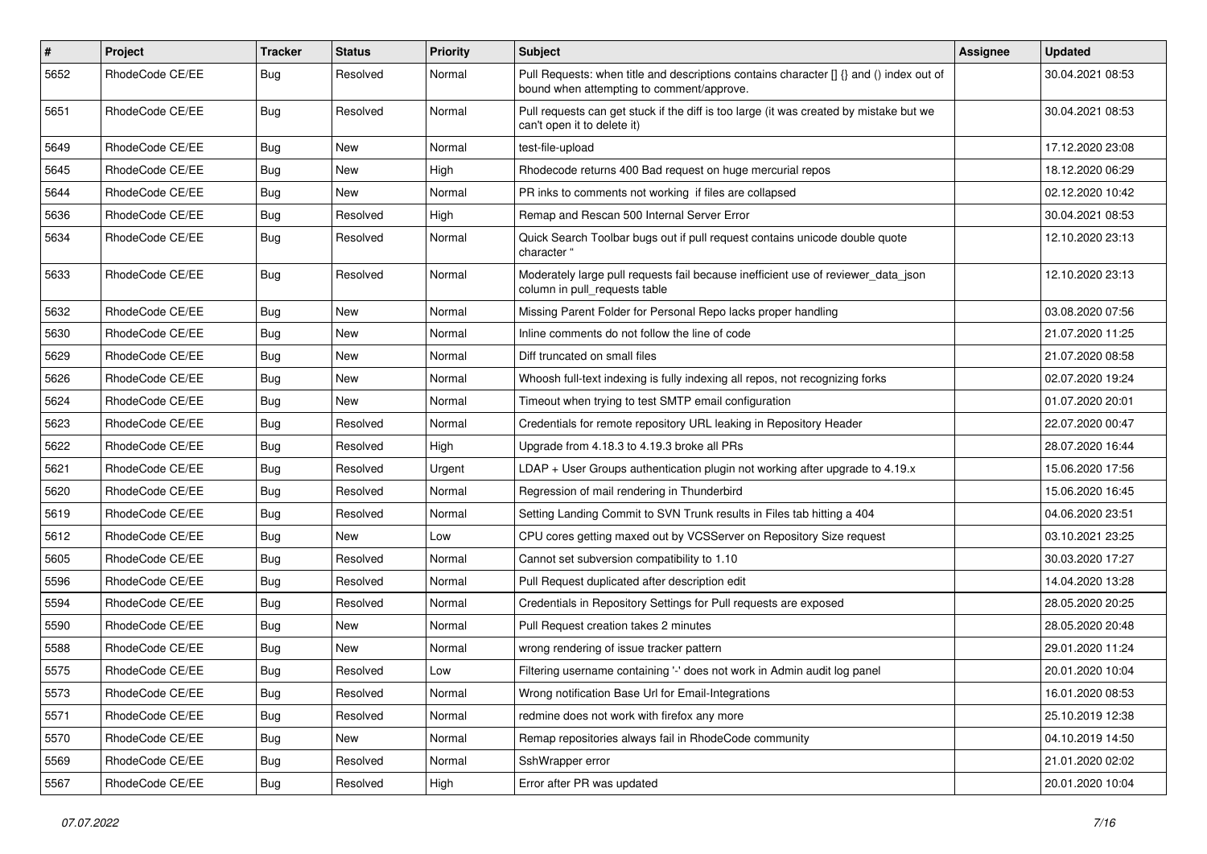| # | Project | Tracker | Status | Priority | Subject | Assignee | Updated |
|---|---|---|---|---|---|---|---|
| 5652 | RhodeCode CE/EE | Bug | Resolved | Normal | Pull Requests: when title and descriptions contains character [] {} and () index out of bound when attempting to comment/approve. | | 30.04.2021 08:53 |
| 5651 | RhodeCode CE/EE | Bug | Resolved | Normal | Pull requests can get stuck if the diff is too large (it was created by mistake but we can't open it to delete it) | | 30.04.2021 08:53 |
| 5649 | RhodeCode CE/EE | Bug | New | Normal | test-file-upload | | 17.12.2020 23:08 |
| 5645 | RhodeCode CE/EE | Bug | New | High | Rhodecode returns 400 Bad request on huge mercurial repos | | 18.12.2020 06:29 |
| 5644 | RhodeCode CE/EE | Bug | New | Normal | PR inks to comments not working if files are collapsed | | 02.12.2020 10:42 |
| 5636 | RhodeCode CE/EE | Bug | Resolved | High | Remap and Rescan 500 Internal Server Error | | 30.04.2021 08:53 |
| 5634 | RhodeCode CE/EE | Bug | Resolved | Normal | Quick Search Toolbar bugs out if pull request contains unicode double quote character " | | 12.10.2020 23:13 |
| 5633 | RhodeCode CE/EE | Bug | Resolved | Normal | Moderately large pull requests fail because inefficient use of reviewer_data_json column in pull_requests table | | 12.10.2020 23:13 |
| 5632 | RhodeCode CE/EE | Bug | New | Normal | Missing Parent Folder for Personal Repo lacks proper handling | | 03.08.2020 07:56 |
| 5630 | RhodeCode CE/EE | Bug | New | Normal | Inline comments do not follow the line of code | | 21.07.2020 11:25 |
| 5629 | RhodeCode CE/EE | Bug | New | Normal | Diff truncated on small files | | 21.07.2020 08:58 |
| 5626 | RhodeCode CE/EE | Bug | New | Normal | Whoosh full-text indexing is fully indexing all repos, not recognizing forks | | 02.07.2020 19:24 |
| 5624 | RhodeCode CE/EE | Bug | New | Normal | Timeout when trying to test SMTP email configuration | | 01.07.2020 20:01 |
| 5623 | RhodeCode CE/EE | Bug | Resolved | Normal | Credentials for remote repository URL leaking in Repository Header | | 22.07.2020 00:47 |
| 5622 | RhodeCode CE/EE | Bug | Resolved | High | Upgrade from 4.18.3 to 4.19.3 broke all PRs | | 28.07.2020 16:44 |
| 5621 | RhodeCode CE/EE | Bug | Resolved | Urgent | LDAP + User Groups authentication plugin not working after upgrade to 4.19.x | | 15.06.2020 17:56 |
| 5620 | RhodeCode CE/EE | Bug | Resolved | Normal | Regression of mail rendering in Thunderbird | | 15.06.2020 16:45 |
| 5619 | RhodeCode CE/EE | Bug | Resolved | Normal | Setting Landing Commit to SVN Trunk results in Files tab hitting a 404 | | 04.06.2020 23:51 |
| 5612 | RhodeCode CE/EE | Bug | New | Low | CPU cores getting maxed out by VCSServer on Repository Size request | | 03.10.2021 23:25 |
| 5605 | RhodeCode CE/EE | Bug | Resolved | Normal | Cannot set subversion compatibility to 1.10 | | 30.03.2020 17:27 |
| 5596 | RhodeCode CE/EE | Bug | Resolved | Normal | Pull Request duplicated after description edit | | 14.04.2020 13:28 |
| 5594 | RhodeCode CE/EE | Bug | Resolved | Normal | Credentials in Repository Settings for Pull requests are exposed | | 28.05.2020 20:25 |
| 5590 | RhodeCode CE/EE | Bug | New | Normal | Pull Request creation takes 2 minutes | | 28.05.2020 20:48 |
| 5588 | RhodeCode CE/EE | Bug | New | Normal | wrong rendering of issue tracker pattern | | 29.01.2020 11:24 |
| 5575 | RhodeCode CE/EE | Bug | Resolved | Low | Filtering username containing '-' does not work in Admin audit log panel | | 20.01.2020 10:04 |
| 5573 | RhodeCode CE/EE | Bug | Resolved | Normal | Wrong notification Base Url for Email-Integrations | | 16.01.2020 08:53 |
| 5571 | RhodeCode CE/EE | Bug | Resolved | Normal | redmine does not work with firefox any more | | 25.10.2019 12:38 |
| 5570 | RhodeCode CE/EE | Bug | New | Normal | Remap repositories always fail in RhodeCode community | | 04.10.2019 14:50 |
| 5569 | RhodeCode CE/EE | Bug | Resolved | Normal | SshWrapper error | | 21.01.2020 02:02 |
| 5567 | RhodeCode CE/EE | Bug | Resolved | High | Error after PR was updated | | 20.01.2020 10:04 |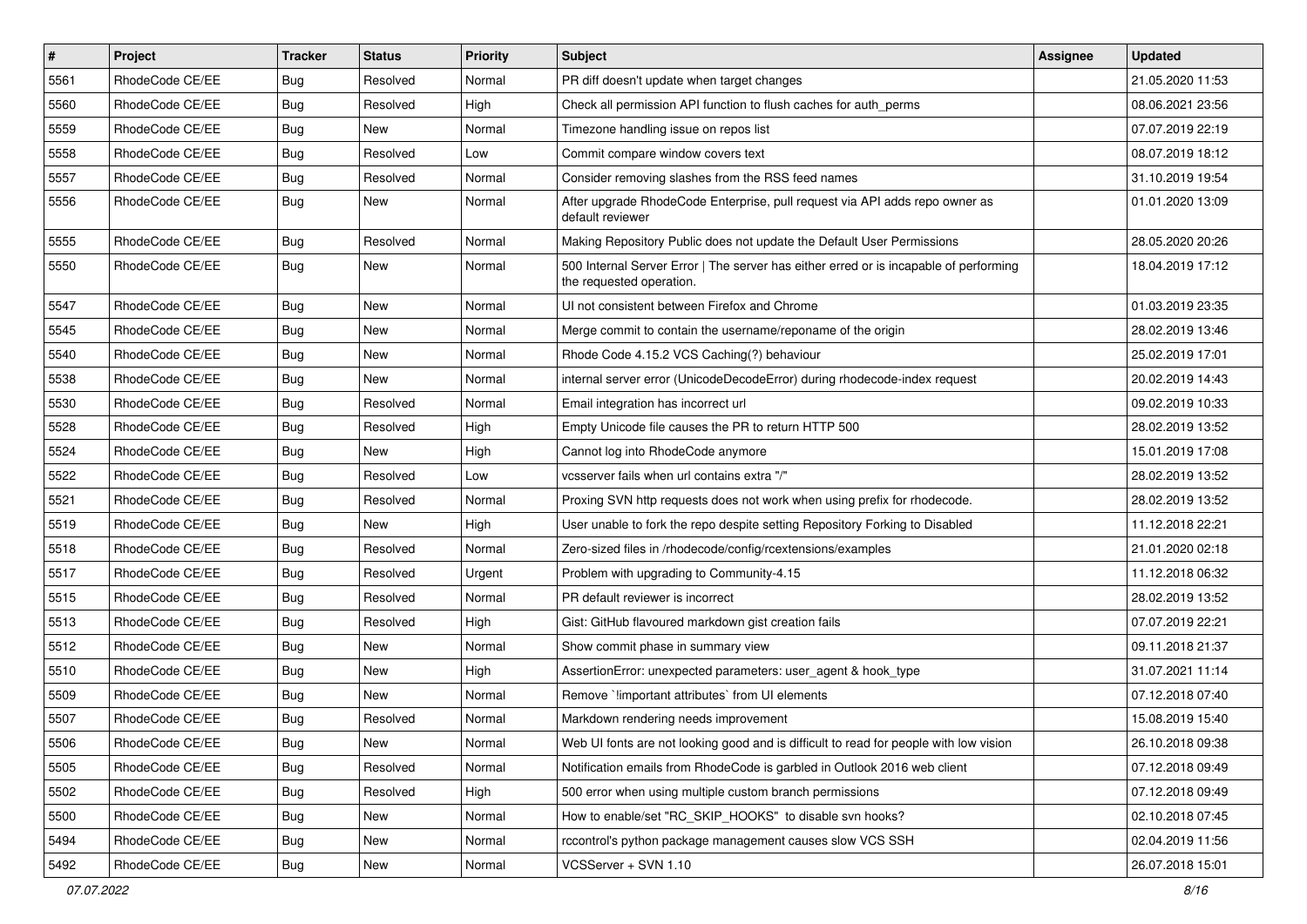| # | Project | Tracker | Status | Priority | Subject | Assignee | Updated |
|---|---|---|---|---|---|---|---|
| 5561 | RhodeCode CE/EE | Bug | Resolved | Normal | PR diff doesn't update when target changes | | 21.05.2020 11:53 |
| 5560 | RhodeCode CE/EE | Bug | Resolved | High | Check all permission API function to flush caches for auth_perms | | 08.06.2021 23:56 |
| 5559 | RhodeCode CE/EE | Bug | New | Normal | Timezone handling issue on repos list | | 07.07.2019 22:19 |
| 5558 | RhodeCode CE/EE | Bug | Resolved | Low | Commit compare window covers text | | 08.07.2019 18:12 |
| 5557 | RhodeCode CE/EE | Bug | Resolved | Normal | Consider removing slashes from the RSS feed names | | 31.10.2019 19:54 |
| 5556 | RhodeCode CE/EE | Bug | New | Normal | After upgrade RhodeCode Enterprise, pull request via API adds repo owner as default reviewer | | 01.01.2020 13:09 |
| 5555 | RhodeCode CE/EE | Bug | Resolved | Normal | Making Repository Public does not update the Default User Permissions | | 28.05.2020 20:26 |
| 5550 | RhodeCode CE/EE | Bug | New | Normal | 500 Internal Server Error \| The server has either erred or is incapable of performing the requested operation. | | 18.04.2019 17:12 |
| 5547 | RhodeCode CE/EE | Bug | New | Normal | UI not consistent between Firefox and Chrome | | 01.03.2019 23:35 |
| 5545 | RhodeCode CE/EE | Bug | New | Normal | Merge commit to contain the username/reponame of the origin | | 28.02.2019 13:46 |
| 5540 | RhodeCode CE/EE | Bug | New | Normal | Rhode Code 4.15.2 VCS Caching(?) behaviour | | 25.02.2019 17:01 |
| 5538 | RhodeCode CE/EE | Bug | New | Normal | internal server error (UnicodeDecodeError) during rhodecode-index request | | 20.02.2019 14:43 |
| 5530 | RhodeCode CE/EE | Bug | Resolved | Normal | Email integration has incorrect url | | 09.02.2019 10:33 |
| 5528 | RhodeCode CE/EE | Bug | Resolved | High | Empty Unicode file causes the PR to return HTTP 500 | | 28.02.2019 13:52 |
| 5524 | RhodeCode CE/EE | Bug | New | High | Cannot log into RhodeCode anymore | | 15.01.2019 17:08 |
| 5522 | RhodeCode CE/EE | Bug | Resolved | Low | vcsserver fails when url contains extra "/" | | 28.02.2019 13:52 |
| 5521 | RhodeCode CE/EE | Bug | Resolved | Normal | Proxing SVN http requests does not work when using prefix for rhodecode. | | 28.02.2019 13:52 |
| 5519 | RhodeCode CE/EE | Bug | New | High | User unable to fork the repo despite setting Repository Forking to Disabled | | 11.12.2018 22:21 |
| 5518 | RhodeCode CE/EE | Bug | Resolved | Normal | Zero-sized files in /rhodecode/config/rcextensions/examples | | 21.01.2020 02:18 |
| 5517 | RhodeCode CE/EE | Bug | Resolved | Urgent | Problem with upgrading to Community-4.15 | | 11.12.2018 06:32 |
| 5515 | RhodeCode CE/EE | Bug | Resolved | Normal | PR default reviewer is incorrect | | 28.02.2019 13:52 |
| 5513 | RhodeCode CE/EE | Bug | Resolved | High | Gist: GitHub flavoured markdown gist creation fails | | 07.07.2019 22:21 |
| 5512 | RhodeCode CE/EE | Bug | New | Normal | Show commit phase in summary view | | 09.11.2018 21:37 |
| 5510 | RhodeCode CE/EE | Bug | New | High | AssertionError: unexpected parameters: user_agent & hook_type | | 31.07.2021 11:14 |
| 5509 | RhodeCode CE/EE | Bug | New | Normal | Remove `!important attributes` from UI elements | | 07.12.2018 07:40 |
| 5507 | RhodeCode CE/EE | Bug | Resolved | Normal | Markdown rendering needs improvement | | 15.08.2019 15:40 |
| 5506 | RhodeCode CE/EE | Bug | New | Normal | Web UI fonts are not looking good and is difficult to read for people with low vision | | 26.10.2018 09:38 |
| 5505 | RhodeCode CE/EE | Bug | Resolved | Normal | Notification emails from RhodeCode is garbled in Outlook 2016 web client | | 07.12.2018 09:49 |
| 5502 | RhodeCode CE/EE | Bug | Resolved | High | 500 error when using multiple custom branch permissions | | 07.12.2018 09:49 |
| 5500 | RhodeCode CE/EE | Bug | New | Normal | How to enable/set "RC_SKIP_HOOKS" to disable svn hooks? | | 02.10.2018 07:45 |
| 5494 | RhodeCode CE/EE | Bug | New | Normal | rccontrol's python package management causes slow VCS SSH | | 02.04.2019 11:56 |
| 5492 | RhodeCode CE/EE | Bug | New | Normal | VCSServer + SVN 1.10 | | 26.07.2018 15:01 |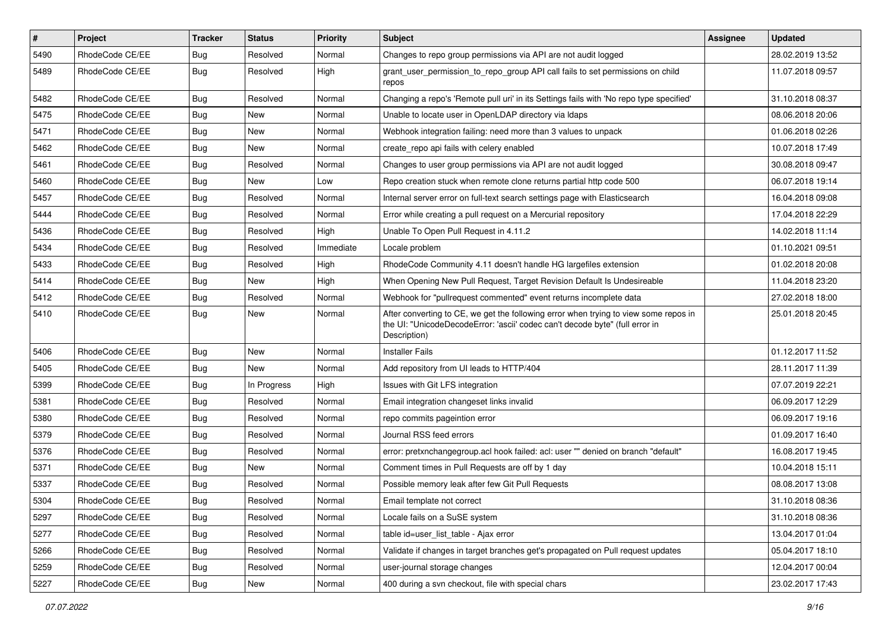| # | Project | Tracker | Status | Priority | Subject | Assignee | Updated |
|---|---|---|---|---|---|---|---|
| 5490 | RhodeCode CE/EE | Bug | Resolved | Normal | Changes to repo group permissions via API are not audit logged | | 28.02.2019 13:52 |
| 5489 | RhodeCode CE/EE | Bug | Resolved | High | grant_user_permission_to_repo_group API call fails to set permissions on child repos | | 11.07.2018 09:57 |
| 5482 | RhodeCode CE/EE | Bug | Resolved | Normal | Changing a repo's 'Remote pull uri' in its Settings fails with 'No repo type specified' | | 31.10.2018 08:37 |
| 5475 | RhodeCode CE/EE | Bug | New | Normal | Unable to locate user in OpenLDAP directory via ldaps | | 08.06.2018 20:06 |
| 5471 | RhodeCode CE/EE | Bug | New | Normal | Webhook integration failing: need more than 3 values to unpack | | 01.06.2018 02:26 |
| 5462 | RhodeCode CE/EE | Bug | New | Normal | create_repo api fails with celery enabled | | 10.07.2018 17:49 |
| 5461 | RhodeCode CE/EE | Bug | Resolved | Normal | Changes to user group permissions via API are not audit logged | | 30.08.2018 09:47 |
| 5460 | RhodeCode CE/EE | Bug | New | Low | Repo creation stuck when remote clone returns partial http code 500 | | 06.07.2018 19:14 |
| 5457 | RhodeCode CE/EE | Bug | Resolved | Normal | Internal server error on full-text search settings page with Elasticsearch | | 16.04.2018 09:08 |
| 5444 | RhodeCode CE/EE | Bug | Resolved | Normal | Error while creating a pull request on a Mercurial repository | | 17.04.2018 22:29 |
| 5436 | RhodeCode CE/EE | Bug | Resolved | High | Unable To Open Pull Request in 4.11.2 | | 14.02.2018 11:14 |
| 5434 | RhodeCode CE/EE | Bug | Resolved | Immediate | Locale problem | | 01.10.2021 09:51 |
| 5433 | RhodeCode CE/EE | Bug | Resolved | High | RhodeCode Community 4.11 doesn't handle HG largefiles extension | | 01.02.2018 20:08 |
| 5414 | RhodeCode CE/EE | Bug | New | High | When Opening New Pull Request, Target Revision Default Is Undesireable | | 11.04.2018 23:20 |
| 5412 | RhodeCode CE/EE | Bug | Resolved | Normal | Webhook for "pullrequest commented" event returns incomplete data | | 27.02.2018 18:00 |
| 5410 | RhodeCode CE/EE | Bug | New | Normal | After converting to CE, we get the following error when trying to view some repos in the UI: "UnicodeDecodeError: 'ascii' codec can't decode byte" (full error in Description) | | 25.01.2018 20:45 |
| 5406 | RhodeCode CE/EE | Bug | New | Normal | Installer Fails | | 01.12.2017 11:52 |
| 5405 | RhodeCode CE/EE | Bug | New | Normal | Add repository from UI leads to HTTP/404 | | 28.11.2017 11:39 |
| 5399 | RhodeCode CE/EE | Bug | In Progress | High | Issues with Git LFS integration | | 07.07.2019 22:21 |
| 5381 | RhodeCode CE/EE | Bug | Resolved | Normal | Email integration changeset links invalid | | 06.09.2017 12:29 |
| 5380 | RhodeCode CE/EE | Bug | Resolved | Normal | repo commits pageintion error | | 06.09.2017 19:16 |
| 5379 | RhodeCode CE/EE | Bug | Resolved | Normal | Journal RSS feed errors | | 01.09.2017 16:40 |
| 5376 | RhodeCode CE/EE | Bug | Resolved | Normal | error: pretxnchangegroup.acl hook failed: acl: user "" denied on branch "default" | | 16.08.2017 19:45 |
| 5371 | RhodeCode CE/EE | Bug | New | Normal | Comment times in Pull Requests are off by 1 day | | 10.04.2018 15:11 |
| 5337 | RhodeCode CE/EE | Bug | Resolved | Normal | Possible memory leak after few Git Pull Requests | | 08.08.2017 13:08 |
| 5304 | RhodeCode CE/EE | Bug | Resolved | Normal | Email template not correct | | 31.10.2018 08:36 |
| 5297 | RhodeCode CE/EE | Bug | Resolved | Normal | Locale fails on a SuSE system | | 31.10.2018 08:36 |
| 5277 | RhodeCode CE/EE | Bug | Resolved | Normal | table id=user_list_table - Ajax error | | 13.04.2017 01:04 |
| 5266 | RhodeCode CE/EE | Bug | Resolved | Normal | Validate if changes in target branches get's propagated on Pull request updates | | 05.04.2017 18:10 |
| 5259 | RhodeCode CE/EE | Bug | Resolved | Normal | user-journal storage changes | | 12.04.2017 00:04 |
| 5227 | RhodeCode CE/EE | Bug | New | Normal | 400 during a svn checkout, file with special chars | | 23.02.2017 17:43 |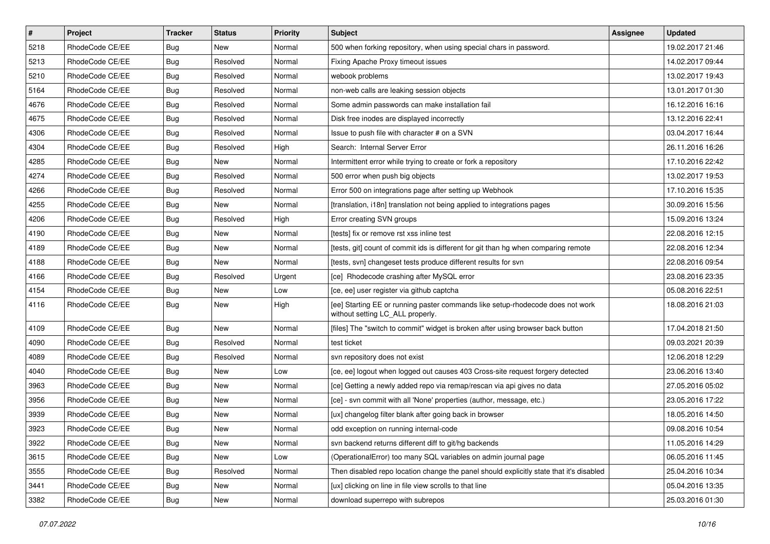| # | Project | Tracker | Status | Priority | Subject | Assignee | Updated |
|---|---|---|---|---|---|---|---|
| 5218 | RhodeCode CE/EE | Bug | New | Normal | 500 when forking repository, when using special chars in password. | | 19.02.2017 21:46 |
| 5213 | RhodeCode CE/EE | Bug | Resolved | Normal | Fixing Apache Proxy timeout issues | | 14.02.2017 09:44 |
| 5210 | RhodeCode CE/EE | Bug | Resolved | Normal | webook problems | | 13.02.2017 19:43 |
| 5164 | RhodeCode CE/EE | Bug | Resolved | Normal | non-web calls are leaking session objects | | 13.01.2017 01:30 |
| 4676 | RhodeCode CE/EE | Bug | Resolved | Normal | Some admin passwords can make installation fail | | 16.12.2016 16:16 |
| 4675 | RhodeCode CE/EE | Bug | Resolved | Normal | Disk free inodes are displayed incorrectly | | 13.12.2016 22:41 |
| 4306 | RhodeCode CE/EE | Bug | Resolved | Normal | Issue to push file with character # on a SVN | | 03.04.2017 16:44 |
| 4304 | RhodeCode CE/EE | Bug | Resolved | High | Search: Internal Server Error | | 26.11.2016 16:26 |
| 4285 | RhodeCode CE/EE | Bug | New | Normal | Intermittent error while trying to create or fork a repository | | 17.10.2016 22:42 |
| 4274 | RhodeCode CE/EE | Bug | Resolved | Normal | 500 error when push big objects | | 13.02.2017 19:53 |
| 4266 | RhodeCode CE/EE | Bug | Resolved | Normal | Error 500 on integrations page after setting up Webhook | | 17.10.2016 15:35 |
| 4255 | RhodeCode CE/EE | Bug | New | Normal | [translation, i18n] translation not being applied to integrations pages | | 30.09.2016 15:56 |
| 4206 | RhodeCode CE/EE | Bug | Resolved | High | Error creating SVN groups | | 15.09.2016 13:24 |
| 4190 | RhodeCode CE/EE | Bug | New | Normal | [tests] fix or remove rst xss inline test | | 22.08.2016 12:15 |
| 4189 | RhodeCode CE/EE | Bug | New | Normal | [tests, git] count of commit ids is different for git than hg when comparing remote | | 22.08.2016 12:34 |
| 4188 | RhodeCode CE/EE | Bug | New | Normal | [tests, svn] changeset tests produce different results for svn | | 22.08.2016 09:54 |
| 4166 | RhodeCode CE/EE | Bug | Resolved | Urgent | [ce] Rhodecode crashing after MySQL error | | 23.08.2016 23:35 |
| 4154 | RhodeCode CE/EE | Bug | New | Low | [ce, ee] user register via github captcha | | 05.08.2016 22:51 |
| 4116 | RhodeCode CE/EE | Bug | New | High | [ee] Starting EE or running paster commands like setup-rhodecode does not work without setting LC_ALL properly. | | 18.08.2016 21:03 |
| 4109 | RhodeCode CE/EE | Bug | New | Normal | [files] The "switch to commit" widget is broken after using browser back button | | 17.04.2018 21:50 |
| 4090 | RhodeCode CE/EE | Bug | Resolved | Normal | test ticket | | 09.03.2021 20:39 |
| 4089 | RhodeCode CE/EE | Bug | Resolved | Normal | svn repository does not exist | | 12.06.2018 12:29 |
| 4040 | RhodeCode CE/EE | Bug | New | Low | [ce, ee] logout when logged out causes 403 Cross-site request forgery detected | | 23.06.2016 13:40 |
| 3963 | RhodeCode CE/EE | Bug | New | Normal | [ce] Getting a newly added repo via remap/rescan via api gives no data | | 27.05.2016 05:02 |
| 3956 | RhodeCode CE/EE | Bug | New | Normal | [ce] - svn commit with all 'None' properties (author, message, etc.) | | 23.05.2016 17:22 |
| 3939 | RhodeCode CE/EE | Bug | New | Normal | [ux] changelog filter blank after going back in browser | | 18.05.2016 14:50 |
| 3923 | RhodeCode CE/EE | Bug | New | Normal | odd exception on running internal-code | | 09.08.2016 10:54 |
| 3922 | RhodeCode CE/EE | Bug | New | Normal | svn backend returns different diff to git/hg backends | | 11.05.2016 14:29 |
| 3615 | RhodeCode CE/EE | Bug | New | Low | (OperationalError) too many SQL variables on admin journal page | | 06.05.2016 11:45 |
| 3555 | RhodeCode CE/EE | Bug | Resolved | Normal | Then disabled repo location change the panel should explicitly state that it's disabled | | 25.04.2016 10:34 |
| 3441 | RhodeCode CE/EE | Bug | New | Normal | [ux] clicking on line in file view scrolls to that line | | 05.04.2016 13:35 |
| 3382 | RhodeCode CE/EE | Bug | New | Normal | download superrepo with subrepos | | 25.03.2016 01:30 |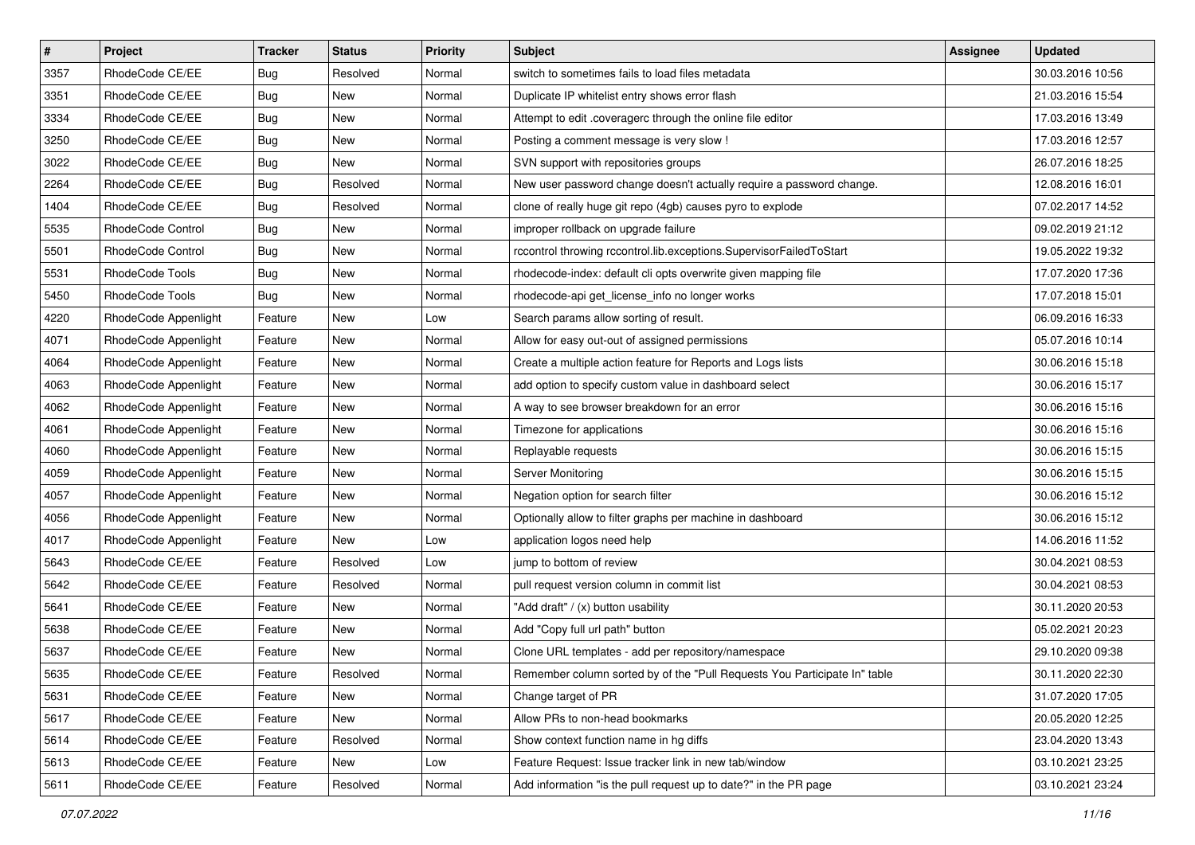| # | Project | Tracker | Status | Priority | Subject | Assignee | Updated |
|---|---|---|---|---|---|---|---|
| 3357 | RhodeCode CE/EE | Bug | Resolved | Normal | switch to sometimes fails to load files metadata | | 30.03.2016 10:56 |
| 3351 | RhodeCode CE/EE | Bug | New | Normal | Duplicate IP whitelist entry shows error flash | | 21.03.2016 15:54 |
| 3334 | RhodeCode CE/EE | Bug | New | Normal | Attempt to edit .coveragerc through the online file editor | | 17.03.2016 13:49 |
| 3250 | RhodeCode CE/EE | Bug | New | Normal | Posting a comment message is very slow ! | | 17.03.2016 12:57 |
| 3022 | RhodeCode CE/EE | Bug | New | Normal | SVN support with repositories groups | | 26.07.2016 18:25 |
| 2264 | RhodeCode CE/EE | Bug | Resolved | Normal | New user password change doesn't actually require a password change. | | 12.08.2016 16:01 |
| 1404 | RhodeCode CE/EE | Bug | Resolved | Normal | clone of really huge git repo (4gb) causes pyro to explode | | 07.02.2017 14:52 |
| 5535 | RhodeCode Control | Bug | New | Normal | improper rollback on upgrade failure | | 09.02.2019 21:12 |
| 5501 | RhodeCode Control | Bug | New | Normal | rccontrol throwing rccontrol.lib.exceptions.SupervisorFailedToStart | | 19.05.2022 19:32 |
| 5531 | RhodeCode Tools | Bug | New | Normal | rhodecode-index: default cli opts overwrite given mapping file | | 17.07.2020 17:36 |
| 5450 | RhodeCode Tools | Bug | New | Normal | rhodecode-api get_license_info no longer works | | 17.07.2018 15:01 |
| 4220 | RhodeCode Appenlight | Feature | New | Low | Search params allow sorting of result. | | 06.09.2016 16:33 |
| 4071 | RhodeCode Appenlight | Feature | New | Normal | Allow for easy out-out of assigned permissions | | 05.07.2016 10:14 |
| 4064 | RhodeCode Appenlight | Feature | New | Normal | Create a multiple action feature for Reports and Logs lists | | 30.06.2016 15:18 |
| 4063 | RhodeCode Appenlight | Feature | New | Normal | add option to specify custom value in dashboard select | | 30.06.2016 15:17 |
| 4062 | RhodeCode Appenlight | Feature | New | Normal | A way to see browser breakdown for an error | | 30.06.2016 15:16 |
| 4061 | RhodeCode Appenlight | Feature | New | Normal | Timezone for applications | | 30.06.2016 15:16 |
| 4060 | RhodeCode Appenlight | Feature | New | Normal | Replayable requests | | 30.06.2016 15:15 |
| 4059 | RhodeCode Appenlight | Feature | New | Normal | Server Monitoring | | 30.06.2016 15:15 |
| 4057 | RhodeCode Appenlight | Feature | New | Normal | Negation option for search filter | | 30.06.2016 15:12 |
| 4056 | RhodeCode Appenlight | Feature | New | Normal | Optionally allow to filter graphs per machine in dashboard | | 30.06.2016 15:12 |
| 4017 | RhodeCode Appenlight | Feature | New | Low | application logos need help | | 14.06.2016 11:52 |
| 5643 | RhodeCode CE/EE | Feature | Resolved | Low | jump to bottom of review | | 30.04.2021 08:53 |
| 5642 | RhodeCode CE/EE | Feature | Resolved | Normal | pull request version column in commit list | | 30.04.2021 08:53 |
| 5641 | RhodeCode CE/EE | Feature | New | Normal | "Add draft" / (x) button usability | | 30.11.2020 20:53 |
| 5638 | RhodeCode CE/EE | Feature | New | Normal | Add "Copy full url path" button | | 05.02.2021 20:23 |
| 5637 | RhodeCode CE/EE | Feature | New | Normal | Clone URL templates - add per repository/namespace | | 29.10.2020 09:38 |
| 5635 | RhodeCode CE/EE | Feature | Resolved | Normal | Remember column sorted by of the "Pull Requests You Participate In" table | | 30.11.2020 22:30 |
| 5631 | RhodeCode CE/EE | Feature | New | Normal | Change target of PR | | 31.07.2020 17:05 |
| 5617 | RhodeCode CE/EE | Feature | New | Normal | Allow PRs to non-head bookmarks | | 20.05.2020 12:25 |
| 5614 | RhodeCode CE/EE | Feature | Resolved | Normal | Show context function name in hg diffs | | 23.04.2020 13:43 |
| 5613 | RhodeCode CE/EE | Feature | New | Low | Feature Request: Issue tracker link in new tab/window | | 03.10.2021 23:25 |
| 5611 | RhodeCode CE/EE | Feature | Resolved | Normal | Add information "is the pull request up to date?" in the PR page | | 03.10.2021 23:24 |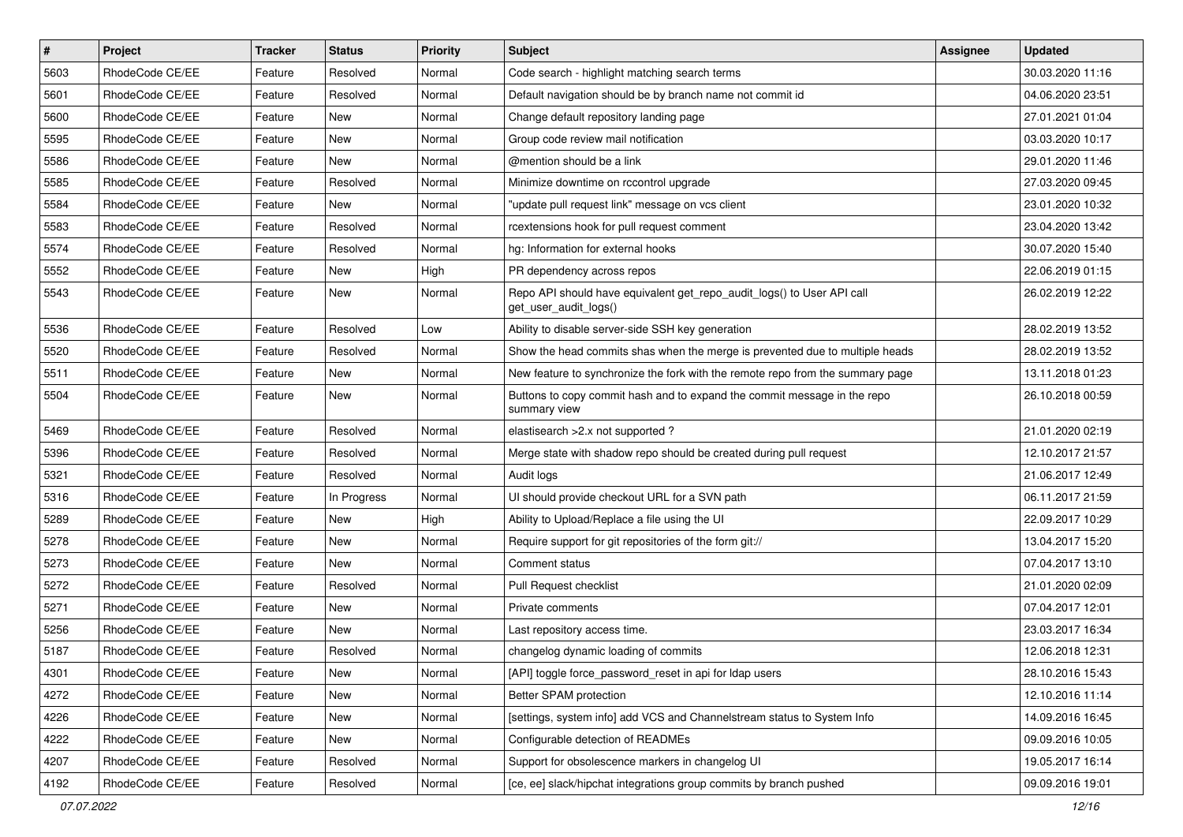| # | Project | Tracker | Status | Priority | Subject | Assignee | Updated |
|---|---|---|---|---|---|---|---|
| 5603 | RhodeCode CE/EE | Feature | Resolved | Normal | Code search - highlight matching search terms | | 30.03.2020 11:16 |
| 5601 | RhodeCode CE/EE | Feature | Resolved | Normal | Default navigation should be by branch name not commit id | | 04.06.2020 23:51 |
| 5600 | RhodeCode CE/EE | Feature | New | Normal | Change default repository landing page | | 27.01.2021 01:04 |
| 5595 | RhodeCode CE/EE | Feature | New | Normal | Group code review mail notification | | 03.03.2020 10:17 |
| 5586 | RhodeCode CE/EE | Feature | New | Normal | @mention should be a link | | 29.01.2020 11:46 |
| 5585 | RhodeCode CE/EE | Feature | Resolved | Normal | Minimize downtime on rccontrol upgrade | | 27.03.2020 09:45 |
| 5584 | RhodeCode CE/EE | Feature | New | Normal | "update pull request link" message on vcs client | | 23.01.2020 10:32 |
| 5583 | RhodeCode CE/EE | Feature | Resolved | Normal | rcextensions hook for pull request comment | | 23.04.2020 13:42 |
| 5574 | RhodeCode CE/EE | Feature | Resolved | Normal | hg: Information for external hooks | | 30.07.2020 15:40 |
| 5552 | RhodeCode CE/EE | Feature | New | High | PR dependency across repos | | 22.06.2019 01:15 |
| 5543 | RhodeCode CE/EE | Feature | New | Normal | Repo API should have equivalent get_repo_audit_logs() to User API call get_user_audit_logs() | | 26.02.2019 12:22 |
| 5536 | RhodeCode CE/EE | Feature | Resolved | Low | Ability to disable server-side SSH key generation | | 28.02.2019 13:52 |
| 5520 | RhodeCode CE/EE | Feature | Resolved | Normal | Show the head commits shas when the merge is prevented due to multiple heads | | 28.02.2019 13:52 |
| 5511 | RhodeCode CE/EE | Feature | New | Normal | New feature to synchronize the fork with the remote repo from the summary page | | 13.11.2018 01:23 |
| 5504 | RhodeCode CE/EE | Feature | New | Normal | Buttons to copy commit hash and to expand the commit message in the repo summary view | | 26.10.2018 00:59 |
| 5469 | RhodeCode CE/EE | Feature | Resolved | Normal | elastisearch >2.x not supported ? | | 21.01.2020 02:19 |
| 5396 | RhodeCode CE/EE | Feature | Resolved | Normal | Merge state with shadow repo should be created during pull request | | 12.10.2017 21:57 |
| 5321 | RhodeCode CE/EE | Feature | Resolved | Normal | Audit logs | | 21.06.2017 12:49 |
| 5316 | RhodeCode CE/EE | Feature | In Progress | Normal | UI should provide checkout URL for a SVN path | | 06.11.2017 21:59 |
| 5289 | RhodeCode CE/EE | Feature | New | High | Ability to Upload/Replace a file using the UI | | 22.09.2017 10:29 |
| 5278 | RhodeCode CE/EE | Feature | New | Normal | Require support for git repositories of the form git:// | | 13.04.2017 15:20 |
| 5273 | RhodeCode CE/EE | Feature | New | Normal | Comment status | | 07.04.2017 13:10 |
| 5272 | RhodeCode CE/EE | Feature | Resolved | Normal | Pull Request checklist | | 21.01.2020 02:09 |
| 5271 | RhodeCode CE/EE | Feature | New | Normal | Private comments | | 07.04.2017 12:01 |
| 5256 | RhodeCode CE/EE | Feature | New | Normal | Last repository access time. | | 23.03.2017 16:34 |
| 5187 | RhodeCode CE/EE | Feature | Resolved | Normal | changelog dynamic loading of commits | | 12.06.2018 12:31 |
| 4301 | RhodeCode CE/EE | Feature | New | Normal | [API] toggle force_password_reset in api for ldap users | | 28.10.2016 15:43 |
| 4272 | RhodeCode CE/EE | Feature | New | Normal | Better SPAM protection | | 12.10.2016 11:14 |
| 4226 | RhodeCode CE/EE | Feature | New | Normal | [settings, system info] add VCS and Channelstream status to System Info | | 14.09.2016 16:45 |
| 4222 | RhodeCode CE/EE | Feature | New | Normal | Configurable detection of READMEs | | 09.09.2016 10:05 |
| 4207 | RhodeCode CE/EE | Feature | Resolved | Normal | Support for obsolescence markers in changelog UI | | 19.05.2017 16:14 |
| 4192 | RhodeCode CE/EE | Feature | Resolved | Normal | [ce, ee] slack/hipchat integrations group commits by branch pushed | | 09.09.2016 19:01 |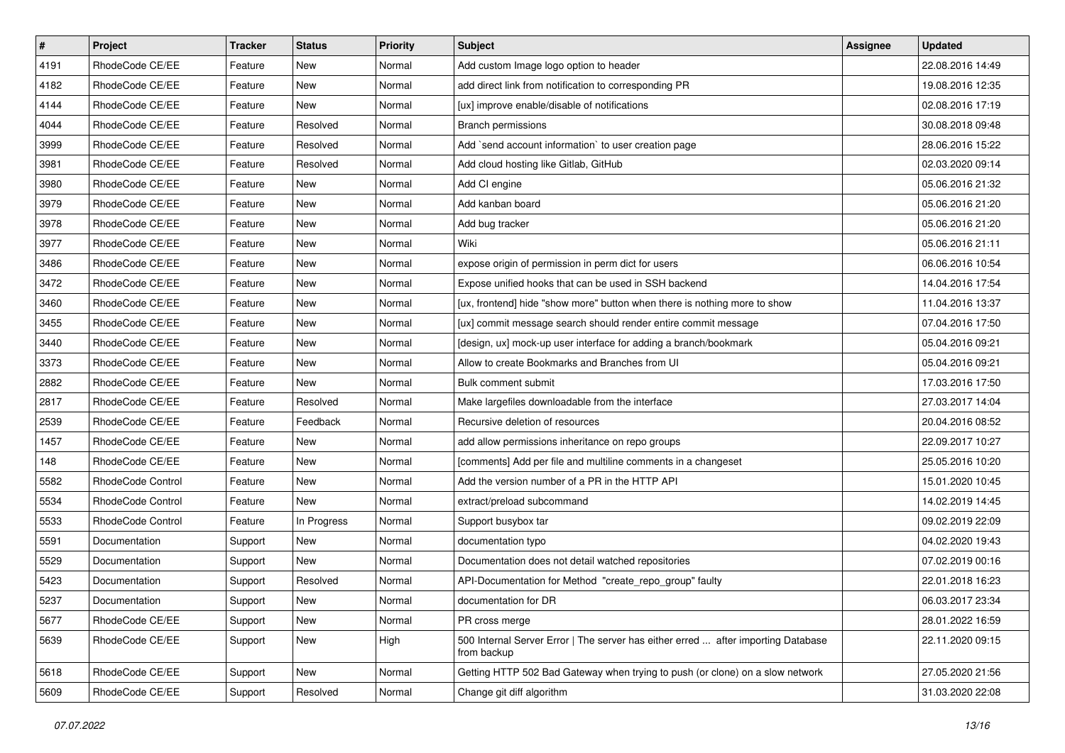| # | Project | Tracker | Status | Priority | Subject | Assignee | Updated |
| --- | --- | --- | --- | --- | --- | --- | --- |
| 4191 | RhodeCode CE/EE | Feature | New | Normal | Add custom Image logo option to header | | 22.08.2016 14:49 |
| 4182 | RhodeCode CE/EE | Feature | New | Normal | add direct link from notification to corresponding PR | | 19.08.2016 12:35 |
| 4144 | RhodeCode CE/EE | Feature | New | Normal | [ux] improve enable/disable of notifications | | 02.08.2016 17:19 |
| 4044 | RhodeCode CE/EE | Feature | Resolved | Normal | Branch permissions | | 30.08.2018 09:48 |
| 3999 | RhodeCode CE/EE | Feature | Resolved | Normal | Add `send account information` to user creation page | | 28.06.2016 15:22 |
| 3981 | RhodeCode CE/EE | Feature | Resolved | Normal | Add cloud hosting like Gitlab, GitHub | | 02.03.2020 09:14 |
| 3980 | RhodeCode CE/EE | Feature | New | Normal | Add CI engine | | 05.06.2016 21:32 |
| 3979 | RhodeCode CE/EE | Feature | New | Normal | Add kanban board | | 05.06.2016 21:20 |
| 3978 | RhodeCode CE/EE | Feature | New | Normal | Add bug tracker | | 05.06.2016 21:20 |
| 3977 | RhodeCode CE/EE | Feature | New | Normal | Wiki | | 05.06.2016 21:11 |
| 3486 | RhodeCode CE/EE | Feature | New | Normal | expose origin of permission in perm dict for users | | 06.06.2016 10:54 |
| 3472 | RhodeCode CE/EE | Feature | New | Normal | Expose unified hooks that can be used in SSH backend | | 14.04.2016 17:54 |
| 3460 | RhodeCode CE/EE | Feature | New | Normal | [ux, frontend] hide "show more" button when there is nothing more to show | | 11.04.2016 13:37 |
| 3455 | RhodeCode CE/EE | Feature | New | Normal | [ux] commit message search should render entire commit message | | 07.04.2016 17:50 |
| 3440 | RhodeCode CE/EE | Feature | New | Normal | [design, ux] mock-up user interface for adding a branch/bookmark | | 05.04.2016 09:21 |
| 3373 | RhodeCode CE/EE | Feature | New | Normal | Allow to create Bookmarks and Branches from UI | | 05.04.2016 09:21 |
| 2882 | RhodeCode CE/EE | Feature | New | Normal | Bulk comment submit | | 17.03.2016 17:50 |
| 2817 | RhodeCode CE/EE | Feature | Resolved | Normal | Make largefiles downloadable from the interface | | 27.03.2017 14:04 |
| 2539 | RhodeCode CE/EE | Feature | Feedback | Normal | Recursive deletion of resources | | 20.04.2016 08:52 |
| 1457 | RhodeCode CE/EE | Feature | New | Normal | add allow permissions inheritance on repo groups | | 22.09.2017 10:27 |
| 148 | RhodeCode CE/EE | Feature | New | Normal | [comments] Add per file and multiline comments in a changeset | | 25.05.2016 10:20 |
| 5582 | RhodeCode Control | Feature | New | Normal | Add the version number of a PR in the HTTP API | | 15.01.2020 10:45 |
| 5534 | RhodeCode Control | Feature | New | Normal | extract/preload subcommand | | 14.02.2019 14:45 |
| 5533 | RhodeCode Control | Feature | In Progress | Normal | Support busybox tar | | 09.02.2019 22:09 |
| 5591 | Documentation | Support | New | Normal | documentation typo | | 04.02.2020 19:43 |
| 5529 | Documentation | Support | New | Normal | Documentation does not detail watched repositories | | 07.02.2019 00:16 |
| 5423 | Documentation | Support | Resolved | Normal | API-Documentation for Method "create_repo_group" faulty | | 22.01.2018 16:23 |
| 5237 | Documentation | Support | New | Normal | documentation for DR | | 06.03.2017 23:34 |
| 5677 | RhodeCode CE/EE | Support | New | Normal | PR cross merge | | 28.01.2022 16:59 |
| 5639 | RhodeCode CE/EE | Support | New | High | 500 Internal Server Error \| The server has either erred ... after importing Database from backup | | 22.11.2020 09:15 |
| 5618 | RhodeCode CE/EE | Support | New | Normal | Getting HTTP 502 Bad Gateway when trying to push (or clone) on a slow network | | 27.05.2020 21:56 |
| 5609 | RhodeCode CE/EE | Support | Resolved | Normal | Change git diff algorithm | | 31.03.2020 22:08 |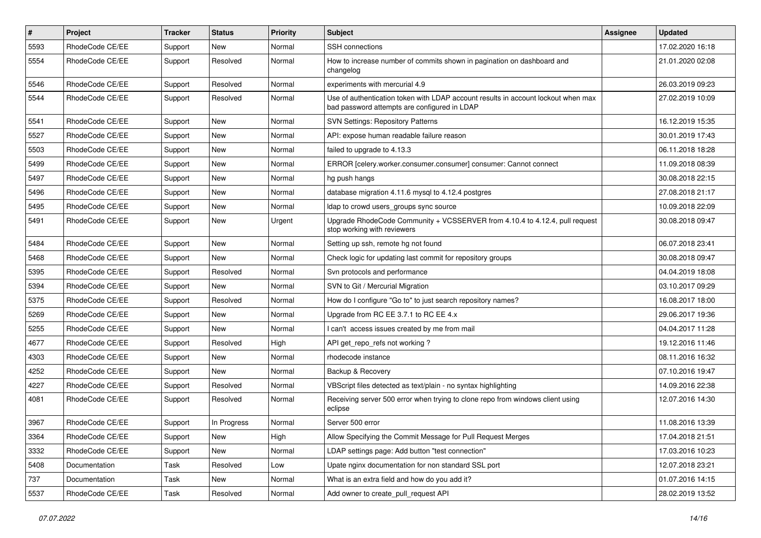| # | Project | Tracker | Status | Priority | Subject | Assignee | Updated |
|---|---|---|---|---|---|---|---|
| 5593 | RhodeCode CE/EE | Support | New | Normal | SSH connections | | 17.02.2020 16:18 |
| 5554 | RhodeCode CE/EE | Support | Resolved | Normal | How to increase number of commits shown in pagination on dashboard and changelog | | 21.01.2020 02:08 |
| 5546 | RhodeCode CE/EE | Support | Resolved | Normal | experiments with mercurial 4.9 | | 26.03.2019 09:23 |
| 5544 | RhodeCode CE/EE | Support | Resolved | Normal | Use of authentication token with LDAP account results in account lockout when max bad password attempts are configured in LDAP | | 27.02.2019 10:09 |
| 5541 | RhodeCode CE/EE | Support | New | Normal | SVN Settings: Repository Patterns | | 16.12.2019 15:35 |
| 5527 | RhodeCode CE/EE | Support | New | Normal | API: expose human readable failure reason | | 30.01.2019 17:43 |
| 5503 | RhodeCode CE/EE | Support | New | Normal | failed to upgrade to 4.13.3 | | 06.11.2018 18:28 |
| 5499 | RhodeCode CE/EE | Support | New | Normal | ERROR [celery.worker.consumer.consumer] consumer: Cannot connect | | 11.09.2018 08:39 |
| 5497 | RhodeCode CE/EE | Support | New | Normal | hg push hangs | | 30.08.2018 22:15 |
| 5496 | RhodeCode CE/EE | Support | New | Normal | database migration 4.11.6 mysql to 4.12.4 postgres | | 27.08.2018 21:17 |
| 5495 | RhodeCode CE/EE | Support | New | Normal | ldap to crowd users_groups sync source | | 10.09.2018 22:09 |
| 5491 | RhodeCode CE/EE | Support | New | Urgent | Upgrade RhodeCode Community + VCSSERVER from 4.10.4 to 4.12.4, pull request stop working with reviewers | | 30.08.2018 09:47 |
| 5484 | RhodeCode CE/EE | Support | New | Normal | Setting up ssh, remote hg not found | | 06.07.2018 23:41 |
| 5468 | RhodeCode CE/EE | Support | New | Normal | Check logic for updating last commit for repository groups | | 30.08.2018 09:47 |
| 5395 | RhodeCode CE/EE | Support | Resolved | Normal | Svn protocols and performance | | 04.04.2019 18:08 |
| 5394 | RhodeCode CE/EE | Support | New | Normal | SVN to Git / Mercurial Migration | | 03.10.2017 09:29 |
| 5375 | RhodeCode CE/EE | Support | Resolved | Normal | How do I configure "Go to" to just search repository names? | | 16.08.2017 18:00 |
| 5269 | RhodeCode CE/EE | Support | New | Normal | Upgrade from RC EE 3.7.1 to RC EE 4.x | | 29.06.2017 19:36 |
| 5255 | RhodeCode CE/EE | Support | New | Normal | I can't access issues created by me from mail | | 04.04.2017 11:28 |
| 4677 | RhodeCode CE/EE | Support | Resolved | High | API get_repo_refs not working ? | | 19.12.2016 11:46 |
| 4303 | RhodeCode CE/EE | Support | New | Normal | rhodecode instance | | 08.11.2016 16:32 |
| 4252 | RhodeCode CE/EE | Support | New | Normal | Backup & Recovery | | 07.10.2016 19:47 |
| 4227 | RhodeCode CE/EE | Support | Resolved | Normal | VBScript files detected as text/plain - no syntax highlighting | | 14.09.2016 22:38 |
| 4081 | RhodeCode CE/EE | Support | Resolved | Normal | Receiving server 500 error when trying to clone repo from windows client using eclipse | | 12.07.2016 14:30 |
| 3967 | RhodeCode CE/EE | Support | In Progress | Normal | Server 500 error | | 11.08.2016 13:39 |
| 3364 | RhodeCode CE/EE | Support | New | High | Allow Specifying the Commit Message for Pull Request Merges | | 17.04.2018 21:51 |
| 3332 | RhodeCode CE/EE | Support | New | Normal | LDAP settings page: Add button "test connection" | | 17.03.2016 10:23 |
| 5408 | Documentation | Task | Resolved | Low | Upate nginx documentation for non standard SSL port | | 12.07.2018 23:21 |
| 737 | Documentation | Task | New | Normal | What is an extra field and how do you add it? | | 01.07.2016 14:15 |
| 5537 | RhodeCode CE/EE | Task | Resolved | Normal | Add owner to create_pull_request API | | 28.02.2019 13:52 |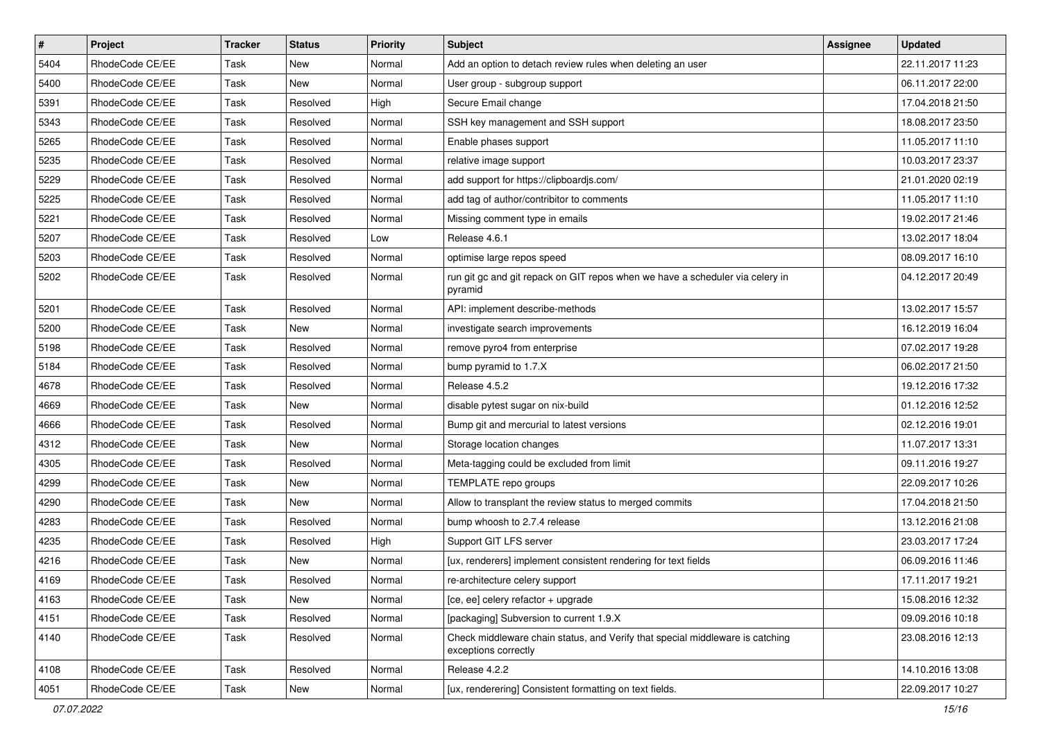| # | Project | Tracker | Status | Priority | Subject | Assignee | Updated |
|---|---|---|---|---|---|---|---|
| 5404 | RhodeCode CE/EE | Task | New | Normal | Add an option to detach review rules when deleting an user | | 22.11.2017 11:23 |
| 5400 | RhodeCode CE/EE | Task | New | Normal | User group - subgroup support | | 06.11.2017 22:00 |
| 5391 | RhodeCode CE/EE | Task | Resolved | High | Secure Email change | | 17.04.2018 21:50 |
| 5343 | RhodeCode CE/EE | Task | Resolved | Normal | SSH key management and SSH support | | 18.08.2017 23:50 |
| 5265 | RhodeCode CE/EE | Task | Resolved | Normal | Enable phases support | | 11.05.2017 11:10 |
| 5235 | RhodeCode CE/EE | Task | Resolved | Normal | relative image support | | 10.03.2017 23:37 |
| 5229 | RhodeCode CE/EE | Task | Resolved | Normal | add support for https://clipboardjs.com/ | | 21.01.2020 02:19 |
| 5225 | RhodeCode CE/EE | Task | Resolved | Normal | add tag of author/contribitor to comments | | 11.05.2017 11:10 |
| 5221 | RhodeCode CE/EE | Task | Resolved | Normal | Missing comment type in emails | | 19.02.2017 21:46 |
| 5207 | RhodeCode CE/EE | Task | Resolved | Low | Release 4.6.1 | | 13.02.2017 18:04 |
| 5203 | RhodeCode CE/EE | Task | Resolved | Normal | optimise large repos speed | | 08.09.2017 16:10 |
| 5202 | RhodeCode CE/EE | Task | Resolved | Normal | run git gc and git repack on GIT repos when we have a scheduler via celery in pyramid | | 04.12.2017 20:49 |
| 5201 | RhodeCode CE/EE | Task | Resolved | Normal | API: implement describe-methods | | 13.02.2017 15:57 |
| 5200 | RhodeCode CE/EE | Task | New | Normal | investigate search improvements | | 16.12.2019 16:04 |
| 5198 | RhodeCode CE/EE | Task | Resolved | Normal | remove pyro4 from enterprise | | 07.02.2017 19:28 |
| 5184 | RhodeCode CE/EE | Task | Resolved | Normal | bump pyramid to 1.7.X | | 06.02.2017 21:50 |
| 4678 | RhodeCode CE/EE | Task | Resolved | Normal | Release 4.5.2 | | 19.12.2016 17:32 |
| 4669 | RhodeCode CE/EE | Task | New | Normal | disable pytest sugar on nix-build | | 01.12.2016 12:52 |
| 4666 | RhodeCode CE/EE | Task | Resolved | Normal | Bump git and mercurial to latest versions | | 02.12.2016 19:01 |
| 4312 | RhodeCode CE/EE | Task | New | Normal | Storage location changes | | 11.07.2017 13:31 |
| 4305 | RhodeCode CE/EE | Task | Resolved | Normal | Meta-tagging could be excluded from limit | | 09.11.2016 19:27 |
| 4299 | RhodeCode CE/EE | Task | New | Normal | TEMPLATE repo groups | | 22.09.2017 10:26 |
| 4290 | RhodeCode CE/EE | Task | New | Normal | Allow to transplant the review status to merged commits | | 17.04.2018 21:50 |
| 4283 | RhodeCode CE/EE | Task | Resolved | Normal | bump whoosh to 2.7.4 release | | 13.12.2016 21:08 |
| 4235 | RhodeCode CE/EE | Task | Resolved | High | Support GIT LFS server | | 23.03.2017 17:24 |
| 4216 | RhodeCode CE/EE | Task | New | Normal | [ux, renderers] implement consistent rendering for text fields | | 06.09.2016 11:46 |
| 4169 | RhodeCode CE/EE | Task | Resolved | Normal | re-architecture celery support | | 17.11.2017 19:21 |
| 4163 | RhodeCode CE/EE | Task | New | Normal | [ce, ee] celery refactor + upgrade | | 15.08.2016 12:32 |
| 4151 | RhodeCode CE/EE | Task | Resolved | Normal | [packaging] Subversion to current 1.9.X | | 09.09.2016 10:18 |
| 4140 | RhodeCode CE/EE | Task | Resolved | Normal | Check middleware chain status, and Verify that special middleware is catching exceptions correctly | | 23.08.2016 12:13 |
| 4108 | RhodeCode CE/EE | Task | Resolved | Normal | Release 4.2.2 | | 14.10.2016 13:08 |
| 4051 | RhodeCode CE/EE | Task | New | Normal | [ux, renderering] Consistent formatting on text fields. | | 22.09.2017 10:27 |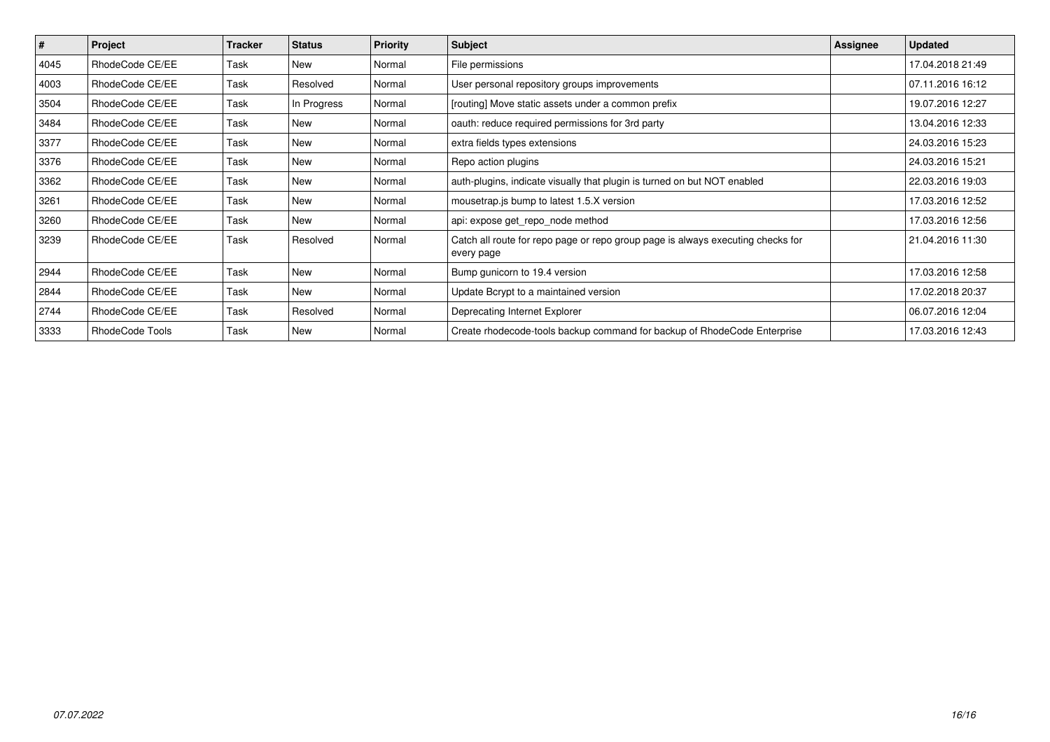| # | Project | Tracker | Status | Priority | Subject | Assignee | Updated |
|---|---|---|---|---|---|---|---|
| 4045 | RhodeCode CE/EE | Task | New | Normal | File permissions | | 17.04.2018 21:49 |
| 4003 | RhodeCode CE/EE | Task | Resolved | Normal | User personal repository groups improvements | | 07.11.2016 16:12 |
| 3504 | RhodeCode CE/EE | Task | In Progress | Normal | [routing] Move static assets under a common prefix | | 19.07.2016 12:27 |
| 3484 | RhodeCode CE/EE | Task | New | Normal | oauth: reduce required permissions for 3rd party | | 13.04.2016 12:33 |
| 3377 | RhodeCode CE/EE | Task | New | Normal | extra fields types extensions | | 24.03.2016 15:23 |
| 3376 | RhodeCode CE/EE | Task | New | Normal | Repo action plugins | | 24.03.2016 15:21 |
| 3362 | RhodeCode CE/EE | Task | New | Normal | auth-plugins, indicate visually that plugin is turned on but NOT enabled | | 22.03.2016 19:03 |
| 3261 | RhodeCode CE/EE | Task | New | Normal | mousetrap.js bump to latest 1.5.X version | | 17.03.2016 12:52 |
| 3260 | RhodeCode CE/EE | Task | New | Normal | api: expose get_repo_node method | | 17.03.2016 12:56 |
| 3239 | RhodeCode CE/EE | Task | Resolved | Normal | Catch all route for repo page or repo group page is always executing checks for every page | | 21.04.2016 11:30 |
| 2944 | RhodeCode CE/EE | Task | New | Normal | Bump gunicorn to 19.4 version | | 17.03.2016 12:58 |
| 2844 | RhodeCode CE/EE | Task | New | Normal | Update Bcrypt to a maintained version | | 17.02.2018 20:37 |
| 2744 | RhodeCode CE/EE | Task | Resolved | Normal | Deprecating Internet Explorer | | 06.07.2016 12:04 |
| 3333 | RhodeCode Tools | Task | New | Normal | Create rhodecode-tools backup command for backup of RhodeCode Enterprise | | 17.03.2016 12:43 |